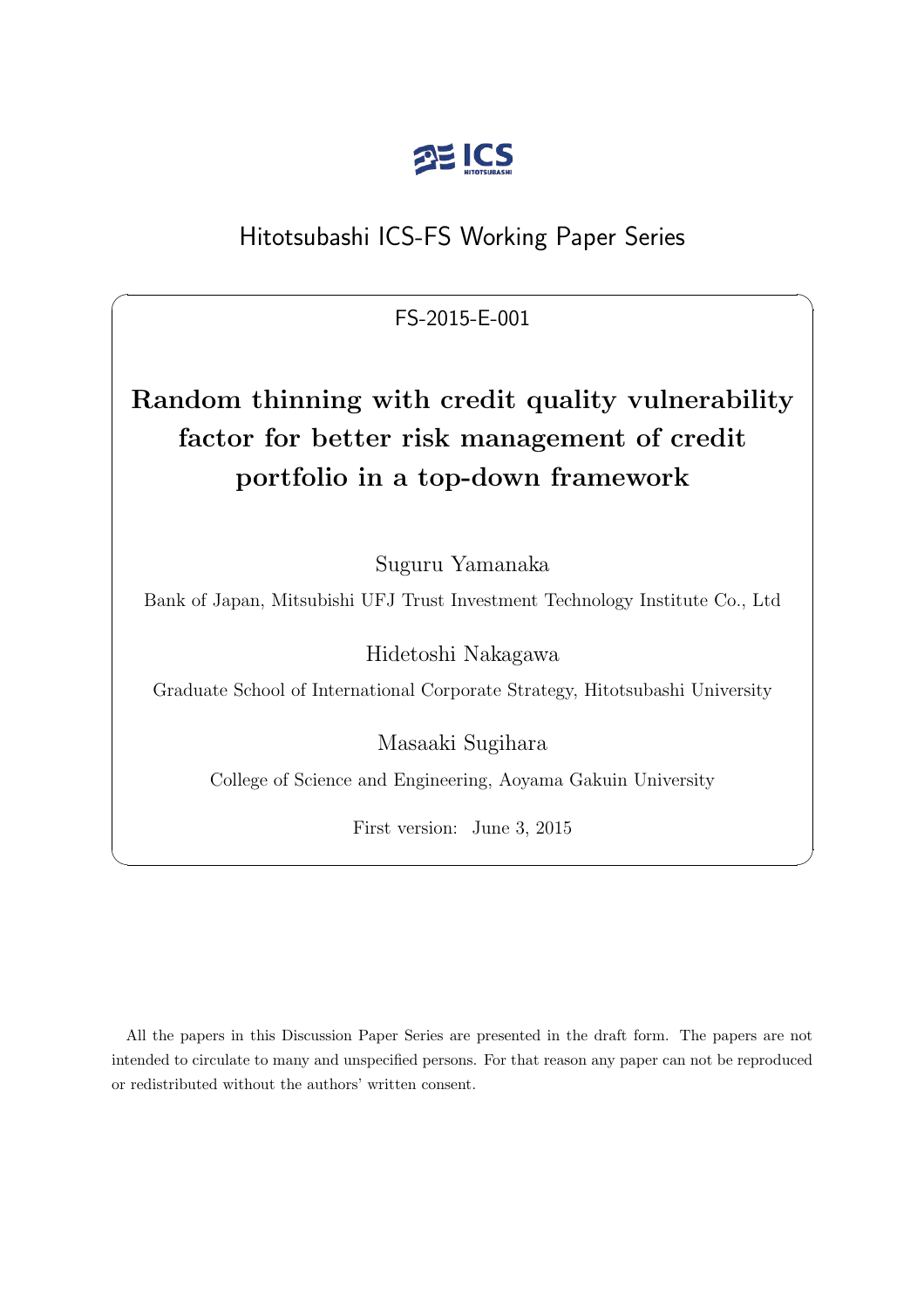Hitotsubashi ICS-FS Working Paper Series

FS-2015-E-001

# Random thinning with credit quality vulnerability factor for better risk management of credit portfolio in a top-down framework

Suguru Yamanaka

Bank of Japan, Mitsubishi UFJ Trust Investment Technology Institute Co., Ltd

Hidetoshi Nakagawa

Graduate School of International Corporate Strategy, Hitotsubashi University

Masaaki Sugihara

College of Science and Engineering, Aoyama Gakuin University

First version: June 3, 2015

All the papers in this Discussion Paper Series are presented in the draft form. The papers are not intended to circulate to many and unspecified persons. For that reason any paper can not be reproduced or redistributed without the authors' written consent.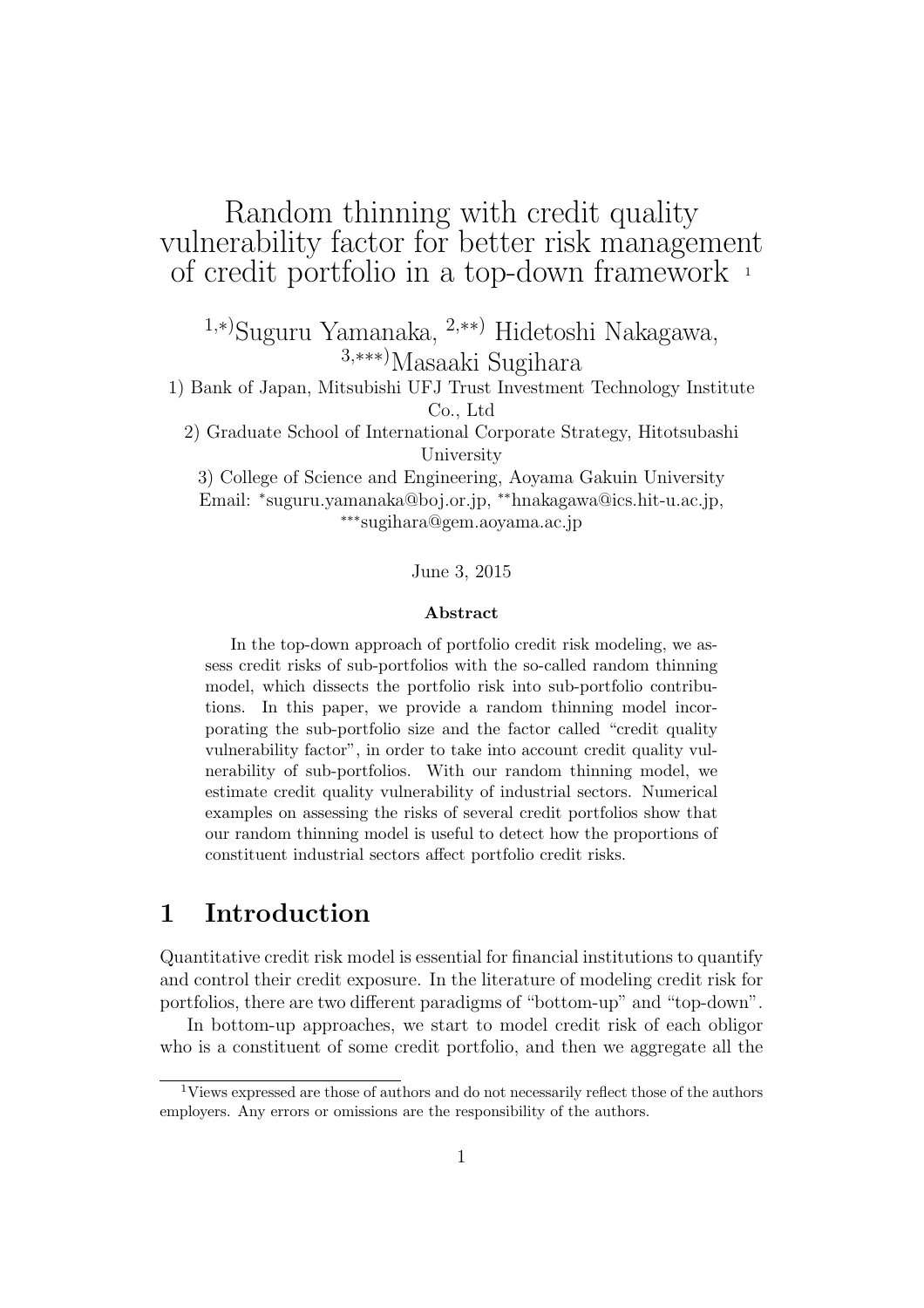# Random thinning with credit quality vulnerability factor for better risk management of credit portfolio in a top-down framework [1]

[1,\*)]Suguru Yamanaka, [2,\*\*)] Hidetoshi Nakagawa, [3,\*\*\*)]Masaaki Sugihara

1) Bank of Japan, Mitsubishi UFJ Trust Investment Technology Institute Co., Ltd

2) Graduate School of International Corporate Strategy, Hitotsubashi University

3) College of Science and Engineering, Aoyama Gakuin University

Email: \*suguru.yamanaka@boj.or.jp, \*\*hnakagawa@ics.hit-u.ac.jp, \*\*\*sugihara@gem.aoyama.ac.jp

June 3, 2015

### Abstract

In the top-down approach of portfolio credit risk modeling, we assess credit risks of sub-portfolios with the so-called random thinning model, which dissects the portfolio risk into sub-portfolio contributions. In this paper, we provide a random thinning model incorporating the sub-portfolio size and the factor called "credit quality vulnerability factor", in order to take into account credit quality vulnerability of sub-portfolios. With our random thinning model, we estimate credit quality vulnerability of industrial sectors. Numerical examples on assessing the risks of several credit portfolios show that our random thinning model is useful to detect how the proportions of constituent industrial sectors affect portfolio credit risks.

## 1 Introduction

Quantitative credit risk model is essential for financial institutions to quantify and control their credit exposure. In the literature of modeling credit risk for portfolios, there are two different paradigms of "bottom-up" and "top-down".

In bottom-up approaches, we start to model credit risk of each obligor who is a constituent of some credit portfolio, and then we aggregate all the

[1]Views expressed are those of authors and do not necessarily reflect those of the authors employers. Any errors or omissions are the responsibility of the authors.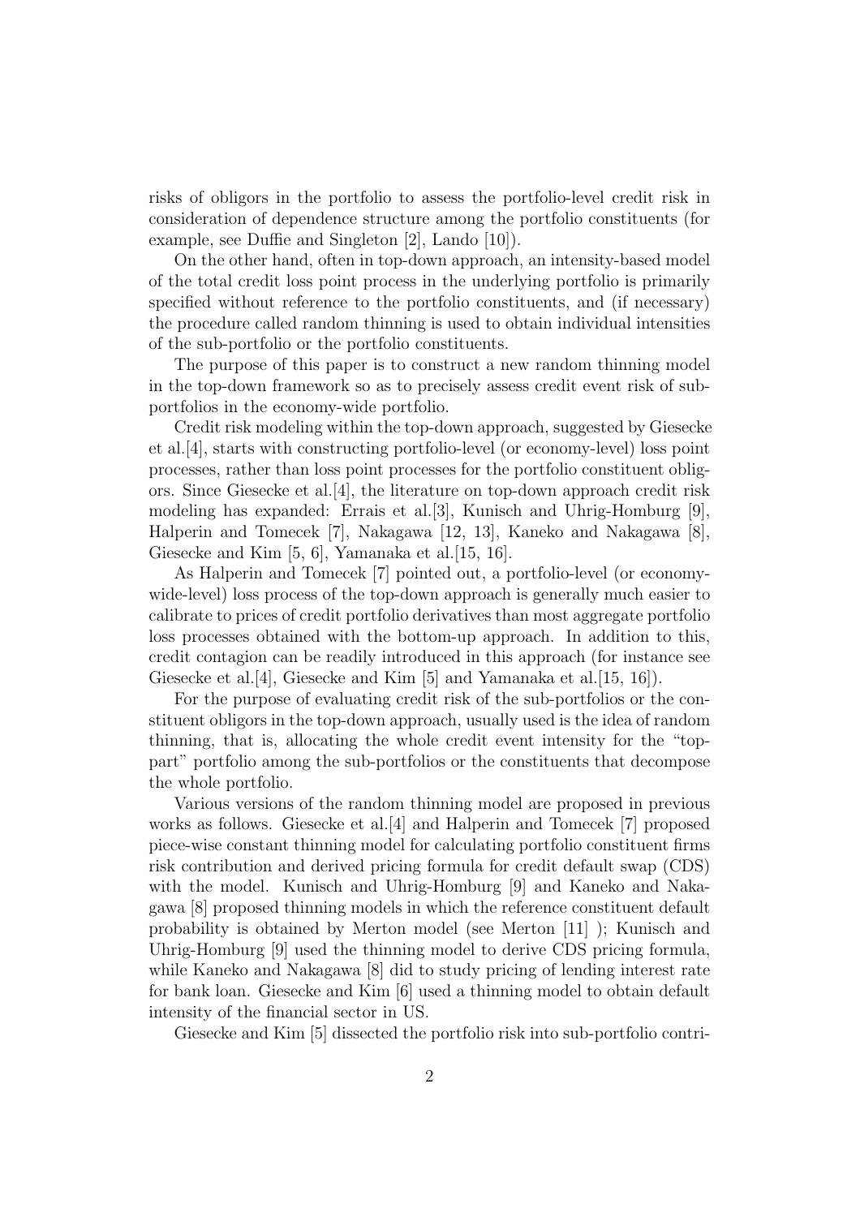risks of obligors in the portfolio to assess the portfolio-level credit risk in consideration of dependence structure among the portfolio constituents (for example, see Duffie and Singleton [2], Lando [10]).

On the other hand, often in top-down approach, an intensity-based model of the total credit loss point process in the underlying portfolio is primarily specified without reference to the portfolio constituents, and (if necessary) the procedure called random thinning is used to obtain individual intensities of the sub-portfolio or the portfolio constituents.

The purpose of this paper is to construct a new random thinning model in the top-down framework so as to precisely assess credit event risk of sub-portfolios in the economy-wide portfolio.

Credit risk modeling within the top-down approach, suggested by Giesecke et al.[4], starts with constructing portfolio-level (or economy-level) loss point processes, rather than loss point processes for the portfolio constituent obligors. Since Giesecke et al.[4], the literature on top-down approach credit risk modeling has expanded: Errais et al.[3], Kunisch and Uhrig-Homburg [9], Halperin and Tomecek [7], Nakagawa [12, 13], Kaneko and Nakagawa [8], Giesecke and Kim [5, 6], Yamanaka et al.[15, 16].

As Halperin and Tomecek [7] pointed out, a portfolio-level (or economy-wide-level) loss process of the top-down approach is generally much easier to calibrate to prices of credit portfolio derivatives than most aggregate portfolio loss processes obtained with the bottom-up approach. In addition to this, credit contagion can be readily introduced in this approach (for instance see Giesecke et al.[4], Giesecke and Kim [5] and Yamanaka et al.[15, 16]).

For the purpose of evaluating credit risk of the sub-portfolios or the constituent obligors in the top-down approach, usually used is the idea of random thinning, that is, allocating the whole credit event intensity for the "top-part" portfolio among the sub-portfolios or the constituents that decompose the whole portfolio.

Various versions of the random thinning model are proposed in previous works as follows. Giesecke et al.[4] and Halperin and Tomecek [7] proposed piece-wise constant thinning model for calculating portfolio constituent firms risk contribution and derived pricing formula for credit default swap (CDS) with the model. Kunisch and Uhrig-Homburg [9] and Kaneko and Nakagawa [8] proposed thinning models in which the reference constituent default probability is obtained by Merton model (see Merton [11] ); Kunisch and Uhrig-Homburg [9] used the thinning model to derive CDS pricing formula, while Kaneko and Nakagawa [8] did to study pricing of lending interest rate for bank loan. Giesecke and Kim [6] used a thinning model to obtain default intensity of the financial sector in US.

Giesecke and Kim [5] dissected the portfolio risk into sub-portfolio contri-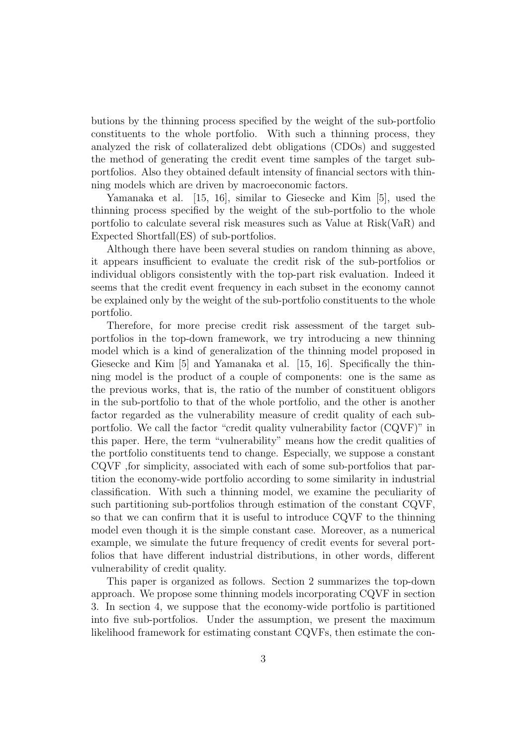butions by the thinning process specified by the weight of the sub-portfolio constituents to the whole portfolio. With such a thinning process, they analyzed the risk of collateralized debt obligations (CDOs) and suggested the method of generating the credit event time samples of the target sub-portfolios. Also they obtained default intensity of financial sectors with thinning models which are driven by macroeconomic factors.

Yamanaka et al. [15, 16], similar to Giesecke and Kim [5], used the thinning process specified by the weight of the sub-portfolio to the whole portfolio to calculate several risk measures such as Value at Risk(VaR) and Expected Shortfall(ES) of sub-portfolios.

Although there have been several studies on random thinning as above, it appears insufficient to evaluate the credit risk of the sub-portfolios or individual obligors consistently with the top-part risk evaluation. Indeed it seems that the credit event frequency in each subset in the economy cannot be explained only by the weight of the sub-portfolio constituents to the whole portfolio.

Therefore, for more precise credit risk assessment of the target sub-portfolios in the top-down framework, we try introducing a new thinning model which is a kind of generalization of the thinning model proposed in Giesecke and Kim [5] and Yamanaka et al. [15, 16]. Specifically the thinning model is the product of a couple of components: one is the same as the previous works, that is, the ratio of the number of constituent obligors in the sub-portfolio to that of the whole portfolio, and the other is another factor regarded as the vulnerability measure of credit quality of each sub-portfolio. We call the factor "credit quality vulnerability factor (CQVF)" in this paper. Here, the term "vulnerability" means how the credit qualities of the portfolio constituents tend to change. Especially, we suppose a constant CQVF ,for simplicity, associated with each of some sub-portfolios that partition the economy-wide portfolio according to some similarity in industrial classification. With such a thinning model, we examine the peculiarity of such partitioning sub-portfolios through estimation of the constant CQVF, so that we can confirm that it is useful to introduce CQVF to the thinning model even though it is the simple constant case. Moreover, as a numerical example, we simulate the future frequency of credit events for several portfolios that have different industrial distributions, in other words, different vulnerability of credit quality.

This paper is organized as follows. Section 2 summarizes the top-down approach. We propose some thinning models incorporating CQVF in section 3. In section 4, we suppose that the economy-wide portfolio is partitioned into five sub-portfolios. Under the assumption, we present the maximum likelihood framework for estimating constant CQVFs, then estimate the con-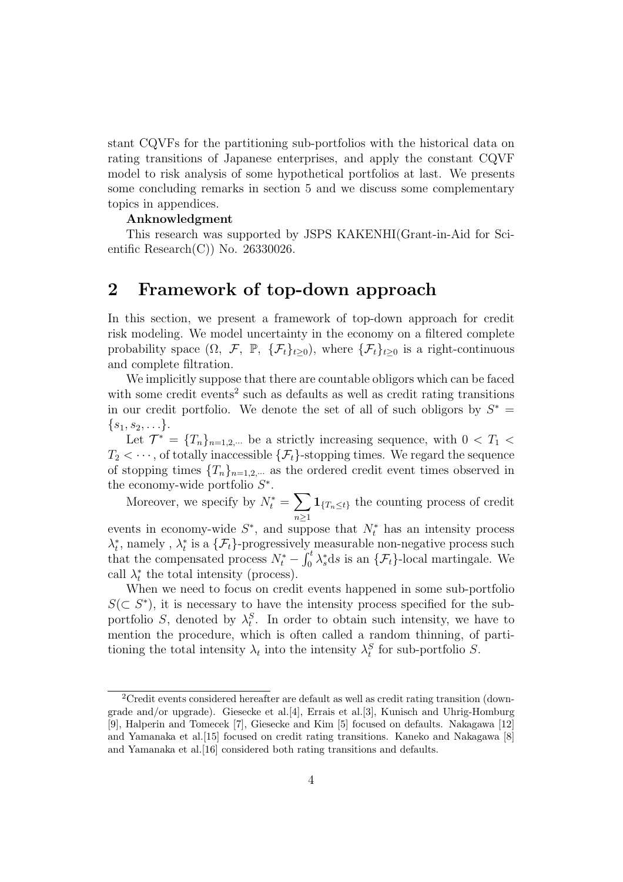stant CQVFs for the partitioning sub-portfolios with the historical data on rating transitions of Japanese enterprises, and apply the constant CQVF model to risk analysis of some hypothetical portfolios at last. We presents some concluding remarks in section 5 and we discuss some complementary topics in appendices.

**Anknowledgment**

This research was supported by JSPS KAKENHI(Grant-in-Aid for Scientific Research(C)) No. 26330026.

## 2 Framework of top-down approach

In this section, we present a framework of top-down approach for credit risk modeling. We model uncertainty in the economy on a filtered complete probability space $(\Omega,\ \mathcal{F},\ \mathbb{P},\ \{\mathcal{F}_t\}_{t\geq 0})$, where $\{\mathcal{F}_t\}_{t\geq 0}$ is a right-continuous and complete filtration.

We implicitly suppose that there are countable obligors which can be faced with some credit events[2] such as defaults as well as credit rating transitions in our credit portfolio. We denote the set of all of such obligors by $S^* = \{s_1, s_2, \ldots\}$.

Let $\mathcal{T}^* = \{T_n\}_{n=1,2,\cdots}$ be a strictly increasing sequence, with $0 < T_1 < T_2 < \cdots$, of totally inaccessible $\{\mathcal{F}_t\}$-stopping times. We regard the sequence of stopping times $\{T_n\}_{n=1,2,\cdots}$ as the ordered credit event times observed in the economy-wide portfolio $S^*$.

Moreover, we specify by $N_t^* = \sum_{n\geq 1} \mathbf{1}_{\{T_n \leq t\}}$ the counting process of credit events in economy-wide $S^*$, and suppose that $N_t^*$ has an intensity process $\lambda_t^*$, namely , $\lambda_t^*$ is a $\{\mathcal{F}_t\}$-progressively measurable non-negative process such that the compensated process $N_t^* - \int_0^t \lambda_s^* \mathrm{d}s$ is an $\{\mathcal{F}_t\}$-local martingale. We call $\lambda_t^*$ the total intensity (process).

When we need to focus on credit events happened in some sub-portfolio $S(\subset S^*)$, it is necessary to have the intensity process specified for the sub-portfolio $S$, denoted by $\lambda_t^S$. In order to obtain such intensity, we have to mention the procedure, which is often called a random thinning, of partitioning the total intensity $\lambda_t$ into the intensity $\lambda_t^S$ for sub-portfolio $S$.

---

[2] Credit events considered hereafter are default as well as credit rating transition (downgrade and/or upgrade). Giesecke et al.[4], Errais et al.[3], Kunisch and Uhrig-Homburg [9], Halperin and Tomecek [7], Giesecke and Kim [5] focused on defaults. Nakagawa [12] and Yamanaka et al.[15] focused on credit rating transitions. Kaneko and Nakagawa [8] and Yamanaka et al.[16] considered both rating transitions and defaults.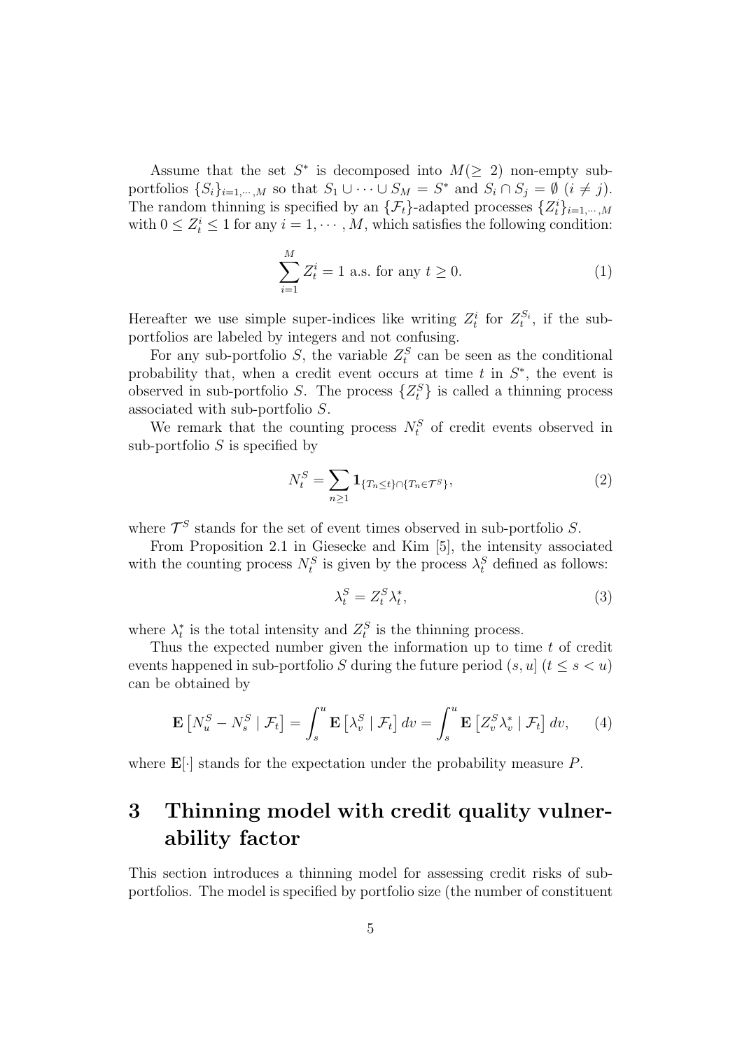Assume that the set $S^*$ is decomposed into $M(\geq 2)$ non-empty sub-portfolios $\{S_i\}_{i=1,\cdots,M}$ so that $S_1 \cup \cdots \cup S_M = S^*$ and $S_i \cap S_j = \emptyset$ $(i \neq j)$. The random thinning is specified by an $\{\mathcal{F}_t\}$-adapted processes $\{Z_t^i\}_{i=1,\cdots,M}$ with $0 \leq Z_t^i \leq 1$ for any $i = 1, \cdots, M$, which satisfies the following condition:

$$\sum_{i=1}^{M} Z_t^i = 1 \text{ a.s. for any } t \geq 0. \tag{1}$$

Hereafter we use simple super-indices like writing $Z_t^i$ for $Z_t^{S_i}$, if the sub-portfolios are labeled by integers and not confusing.

For any sub-portfolio $S$, the variable $Z_t^S$ can be seen as the conditional probability that, when a credit event occurs at time $t$ in $S^*$, the event is observed in sub-portfolio $S$. The process $\{Z_t^S\}$ is called a thinning process associated with sub-portfolio $S$.

We remark that the counting process $N_t^S$ of credit events observed in sub-portfolio $S$ is specified by

$$N_t^S = \sum_{n \geq 1} \mathbf{1}_{\{T_n \leq t\} \cap \{T_n \in \mathcal{T}^S\}}, \tag{2}$$

where $\mathcal{T}^S$ stands for the set of event times observed in sub-portfolio $S$.

From Proposition 2.1 in Giesecke and Kim [5], the intensity associated with the counting process $N_t^S$ is given by the process $\lambda_t^S$ defined as follows:

$$\lambda_t^S = Z_t^S \lambda_t^*, \tag{3}$$

where $\lambda_t^*$ is the total intensity and $Z_t^S$ is the thinning process.

Thus the expected number given the information up to time $t$ of credit events happened in sub-portfolio $S$ during the future period $(s, u]$ $(t \leq s < u)$ can be obtained by

$$\mathbf{E}\left[N_u^S - N_s^S \mid \mathcal{F}_t\right] = \int_s^u \mathbf{E}\left[\lambda_v^S \mid \mathcal{F}_t\right] dv = \int_s^u \mathbf{E}\left[Z_v^S \lambda_v^* \mid \mathcal{F}_t\right] dv, \tag{4}$$

where $\mathbf{E}[\cdot]$ stands for the expectation under the probability measure $P$.

# 3 Thinning model with credit quality vulnerability factor

This section introduces a thinning model for assessing credit risks of sub-portfolios. The model is specified by portfolio size (the number of constituent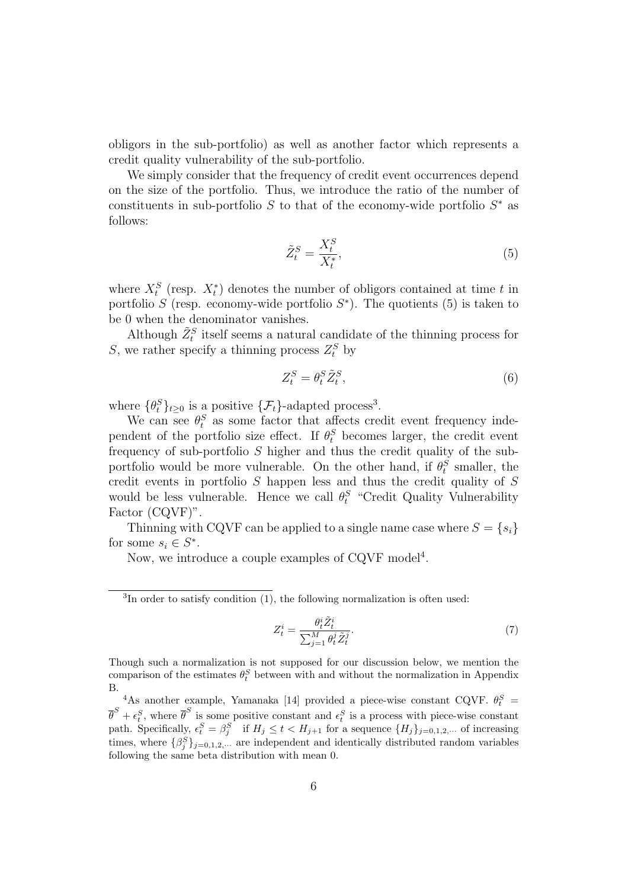obligors in the sub-portfolio) as well as another factor which represents a credit quality vulnerability of the sub-portfolio.

We simply consider that the frequency of credit event occurrences depend on the size of the portfolio. Thus, we introduce the ratio of the number of constituents in sub-portfolio $S$ to that of the economy-wide portfolio $S^*$ as follows:

$$\tilde{Z}_t^S = \frac{X_t^S}{X_t^*}, \tag{5}$$

where $X_t^S$ (resp. $X_t^*$) denotes the number of obligors contained at time $t$ in portfolio $S$ (resp. economy-wide portfolio $S^*$). The quotients (5) is taken to be 0 when the denominator vanishes.

Although $\tilde{Z}_t^S$ itself seems a natural candidate of the thinning process for $S$, we rather specify a thinning process $Z_t^S$ by

$$Z_t^S = \theta_t^S \tilde{Z}_t^S, \tag{6}$$

where $\{\theta_t^S\}_{t\geq 0}$ is a positive $\{\mathcal{F}_t\}$-adapted process[3].

We can see $\theta_t^S$ as some factor that affects credit event frequency independent of the portfolio size effect. If $\theta_t^S$ becomes larger, the credit event frequency of sub-portfolio $S$ higher and thus the credit quality of the sub-portfolio would be more vulnerable. On the other hand, if $\theta_t^S$ smaller, the credit events in portfolio $S$ happen less and thus the credit quality of $S$ would be less vulnerable. Hence we call $\theta_t^S$ "Credit Quality Vulnerability Factor (CQVF)".

Thinning with CQVF can be applied to a single name case where $S = \{s_i\}$ for some $s_i \in S^*$.

Now, we introduce a couple examples of CQVF model[4].

---

[3]In order to satisfy condition (1), the following normalization is often used:

$$Z_t^i = \frac{\theta_t^i \tilde{Z}_t^i}{\sum_{j=1}^M \theta_t^j \tilde{Z}_t^j}. \tag{7}$$

Though such a normalization is not supposed for our discussion below, we mention the comparison of the estimates $\theta_t^S$ between with and without the normalization in Appendix B.

[4]As another example, Yamanaka [14] provided a piece-wise constant CQVF. $\theta_t^S = \overline{\theta}^S + \epsilon_t^S$, where $\overline{\theta}^S$ is some positive constant and $\epsilon_t^S$ is a process with piece-wise constant path. Specifically, $\epsilon_t^S = \beta_j^S$ if $H_j \leq t < H_{j+1}$ for a sequence $\{H_j\}_{j=0,1,2,\cdots}$ of increasing times, where $\{\beta_j^S\}_{j=0,1,2,\cdots}$ are independent and identically distributed random variables following the same beta distribution with mean 0.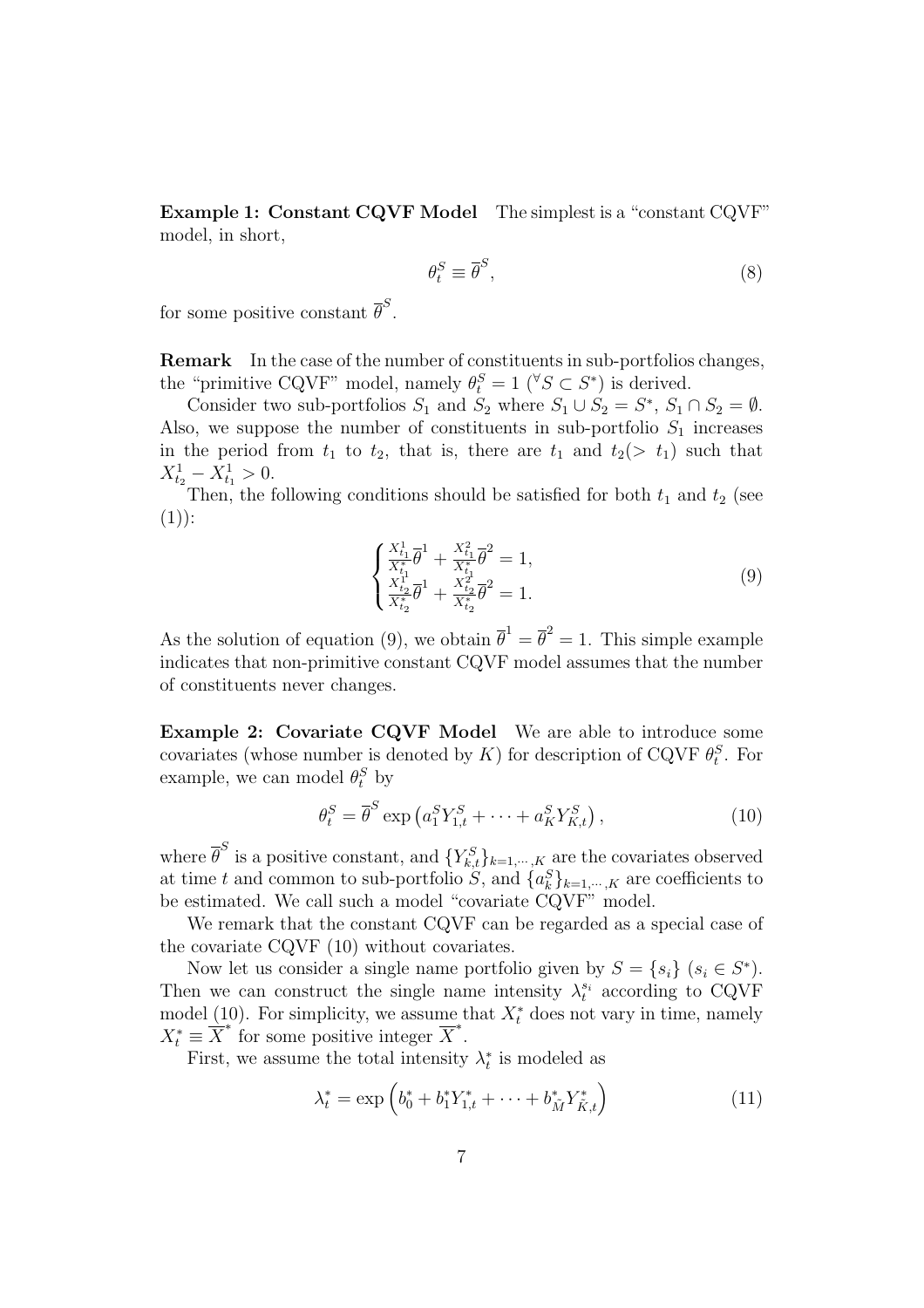**Example 1: Constant CQVF Model** The simplest is a "constant CQVF" model, in short,

$$\theta_t^S \equiv \overline{\theta}^S, \tag{8}$$

for some positive constant $\overline{\theta}^S$.

**Remark** In the case of the number of constituents in sub-portfolios changes, the "primitive CQVF" model, namely $\theta_t^S = 1$ ($^\forall S \subset S^*$) is derived.

Consider two sub-portfolios $S_1$ and $S_2$ where $S_1 \cup S_2 = S^*$, $S_1 \cap S_2 = \emptyset$. Also, we suppose the number of constituents in sub-portfolio $S_1$ increases in the period from $t_1$ to $t_2$, that is, there are $t_1$ and $t_2 (> t_1)$ such that $X_{t_2}^1 - X_{t_1}^1 > 0$.

Then, the following conditions should be satisfied for both $t_1$ and $t_2$ (see (1)):

$$\begin{cases} \frac{X_{t_1}^1}{X_{t_1}^*}\overline{\theta}^1 + \frac{X_{t_1}^2}{X_{t_1}^*}\overline{\theta}^2 = 1, \\ \frac{X_{t_2}^1}{X_{t_2}^*}\overline{\theta}^1 + \frac{X_{t_2}^2}{X_{t_2}^*}\overline{\theta}^2 = 1. \end{cases} \tag{9}$$

As the solution of equation (9), we obtain $\overline{\theta}^1 = \overline{\theta}^2 = 1$. This simple example indicates that non-primitive constant CQVF model assumes that the number of constituents never changes.

**Example 2: Covariate CQVF Model** We are able to introduce some covariates (whose number is denoted by $K$) for description of CQVF $\theta_t^S$. For example, we can model $\theta_t^S$ by

$$\theta_t^S = \overline{\theta}^S \exp\left(a_1^S Y_{1,t}^S + \cdots + a_K^S Y_{K,t}^S\right), \tag{10}$$

where $\overline{\theta}^S$ is a positive constant, and $\{Y_{k,t}^S\}_{k=1,\cdots,K}$ are the covariates observed at time $t$ and common to sub-portfolio $S$, and $\{a_k^S\}_{k=1,\cdots,K}$ are coefficients to be estimated. We call such a model "covariate CQVF" model.

We remark that the constant CQVF can be regarded as a special case of the covariate CQVF (10) without covariates.

Now let us consider a single name portfolio given by $S = \{s_i\}$ ($s_i \in S^*$). Then we can construct the single name intensity $\lambda_t^{s_i}$ according to CQVF model (10). For simplicity, we assume that $X_t^*$ does not vary in time, namely $X_t^* \equiv \overline{X}^*$ for some positive integer $\overline{X}^*$.

First, we assume the total intensity $\lambda_t^*$ is modeled as

$$\lambda_t^* = \exp\left(b_0^* + b_1^* Y_{1,t}^* + \cdots + b_{\tilde{M}}^* Y_{\tilde{K},t}^*\right) \tag{11}$$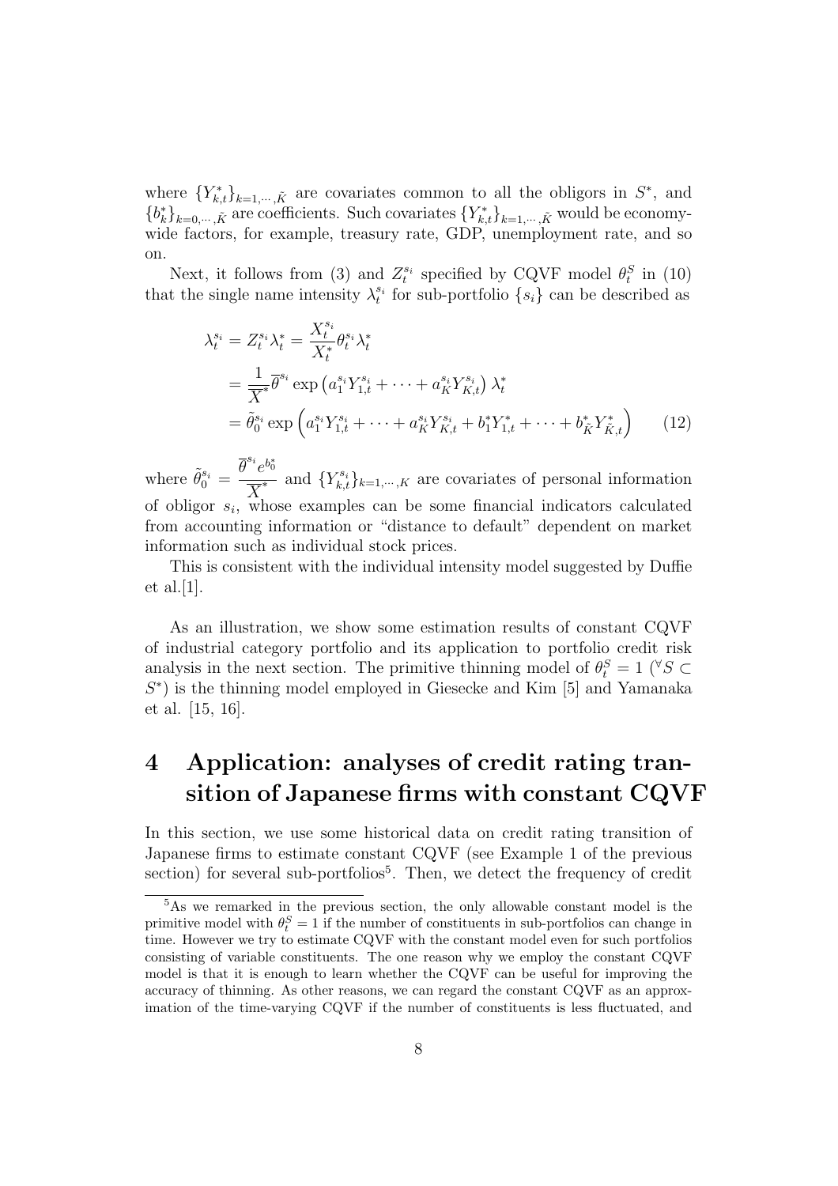where $\{Y^*_{k,t}\}_{k=1,\cdots,\tilde{K}}$ are covariates common to all the obligors in $S^*$, and $\{b^*_k\}_{k=0,\cdots,\tilde{K}}$ are coefficients. Such covariates $\{Y^*_{k,t}\}_{k=1,\cdots,\tilde{K}}$ would be economy-wide factors, for example, treasury rate, GDP, unemployment rate, and so on.

Next, it follows from (3) and $Z^{s_i}_t$ specified by CQVF model $\theta^S_t$ in (10) that the single name intensity $\lambda^{s_i}_t$ for sub-portfolio $\{s_i\}$ can be described as

$$
\begin{aligned}
\lambda^{s_i}_t &= Z^{s_i}_t \lambda^*_t = \frac{X^{s_i}_t}{X^*_t} \theta^{s_i}_t \lambda^*_t \\
&= \frac{1}{\overline{X}^*} \overline{\theta}^{s_i} \exp\left(a^{s_i}_1 Y^{s_i}_{1,t} + \cdots + a^{s_i}_K Y^{s_i}_{K,t}\right) \lambda^*_t \\
&= \tilde{\theta}^{s_i}_0 \exp\left(a^{s_i}_1 Y^{s_i}_{1,t} + \cdots + a^{s_i}_K Y^{s_i}_{K,t} + b^*_1 Y^*_{1,t} + \cdots + b^*_{\tilde{K}} Y^*_{\tilde{K},t}\right) \qquad (12)
\end{aligned}
$$

where $\tilde{\theta}^{s_i}_0 = \dfrac{\overline{\theta}^{s_i} e^{b^*_0}}{\overline{X}^*}$ and $\{Y^{s_i}_{k,t}\}_{k=1,\cdots,K}$ are covariates of personal information of obligor $s_i$, whose examples can be some financial indicators calculated from accounting information or "distance to default" dependent on market information such as individual stock prices.

This is consistent with the individual intensity model suggested by Duffie et al.[1].

As an illustration, we show some estimation results of constant CQVF of industrial category portfolio and its application to portfolio credit risk analysis in the next section. The primitive thinning model of $\theta^S_t = 1$ ($^\forall S \subset S^*$) is the thinning model employed in Giesecke and Kim [5] and Yamanaka et al. [15, 16].

# 4 Application: analyses of credit rating transition of Japanese firms with constant CQVF

In this section, we use some historical data on credit rating transition of Japanese firms to estimate constant CQVF (see Example 1 of the previous section) for several sub-portfolios[5]. Then, we detect the frequency of credit

[5] As we remarked in the previous section, the only allowable constant model is the primitive model with $\theta^S_t = 1$ if the number of constituents in sub-portfolios can change in time. However we try to estimate CQVF with the constant model even for such portfolios consisting of variable constituents. The one reason why we employ the constant CQVF model is that it is enough to learn whether the CQVF can be useful for improving the accuracy of thinning. As other reasons, we can regard the constant CQVF as an approximation of the time-varying CQVF if the number of constituents is less fluctuated, and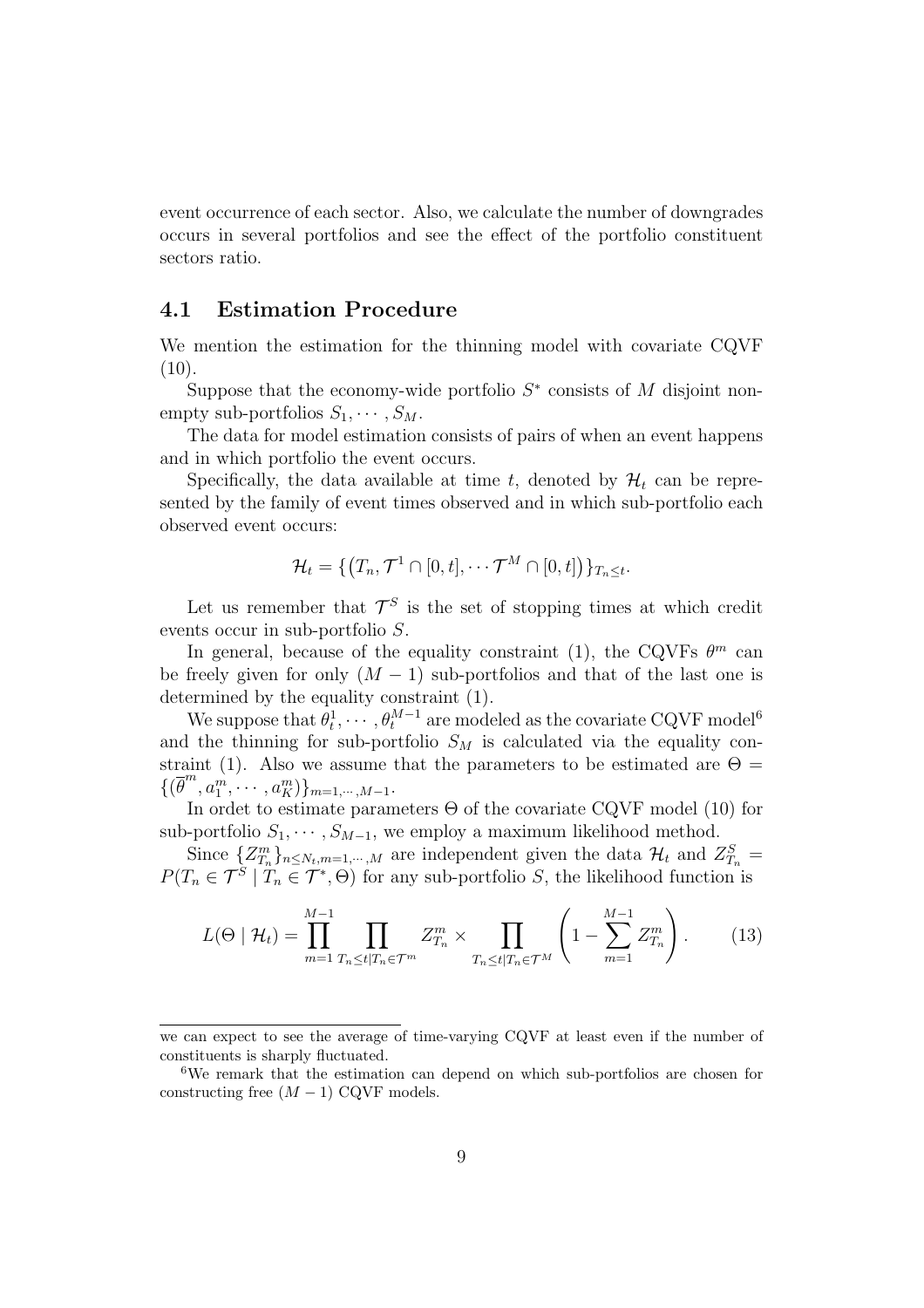event occurrence of each sector. Also, we calculate the number of downgrades occurs in several portfolios and see the effect of the portfolio constituent sectors ratio.

## 4.1 Estimation Procedure

We mention the estimation for the thinning model with covariate CQVF (10).

Suppose that the economy-wide portfolio $S^*$ consists of $M$ disjoint non-empty sub-portfolios $S_1, \cdots, S_M$.

The data for model estimation consists of pairs of when an event happens and in which portfolio the event occurs.

Specifically, the data available at time $t$, denoted by $\mathcal{H}_t$ can be represented by the family of event times observed and in which sub-portfolio each observed event occurs:

$$\mathcal{H}_t = \{ (T_n, \mathcal{T}^1 \cap [0,t], \cdots \mathcal{T}^M \cap [0,t]) \}_{T_n \leq t}.$$

Let us remember that $\mathcal{T}^S$ is the set of stopping times at which credit events occur in sub-portfolio $S$.

In general, because of the equality constraint (1), the CQVFs $\theta^m$ can be freely given for only $(M-1)$ sub-portfolios and that of the last one is determined by the equality constraint (1).

We suppose that $\theta_t^1, \cdots, \theta_t^{M-1}$ are modeled as the covariate CQVF model[6] and the thinning for sub-portfolio $S_M$ is calculated via the equality constraint (1). Also we assume that the parameters to be estimated are $\Theta = \{(\overline{\theta}^m, a_1^m, \cdots, a_K^m)\}_{m=1,\cdots,M-1}$.

In ordet to estimate parameters $\Theta$ of the covariate CQVF model (10) for sub-portfolio $S_1, \cdots, S_{M-1}$, we employ a maximum likelihood method.

Since $\{Z_{T_n}^m\}_{n \leq N_t, m=1,\cdots,M}$ are independent given the data $\mathcal{H}_t$ and $Z_{T_n}^S = P(T_n \in \mathcal{T}^S \mid T_n \in \mathcal{T}^*, \Theta)$ for any sub-portfolio $S$, the likelihood function is

$$L(\Theta \mid \mathcal{H}_t) = \prod_{m=1}^{M-1} \prod_{T_n \leq t | T_n \in \mathcal{T}^m} Z_{T_n}^m \times \prod_{T_n \leq t | T_n \in \mathcal{T}^M} \left( 1 - \sum_{m=1}^{M-1} Z_{T_n}^m \right). \tag{13}$$

---

we can expect to see the average of time-varying CQVF at least even if the number of constituents is sharply fluctuated.

[6] We remark that the estimation can depend on which sub-portfolios are chosen for constructing free $(M-1)$ CQVF models.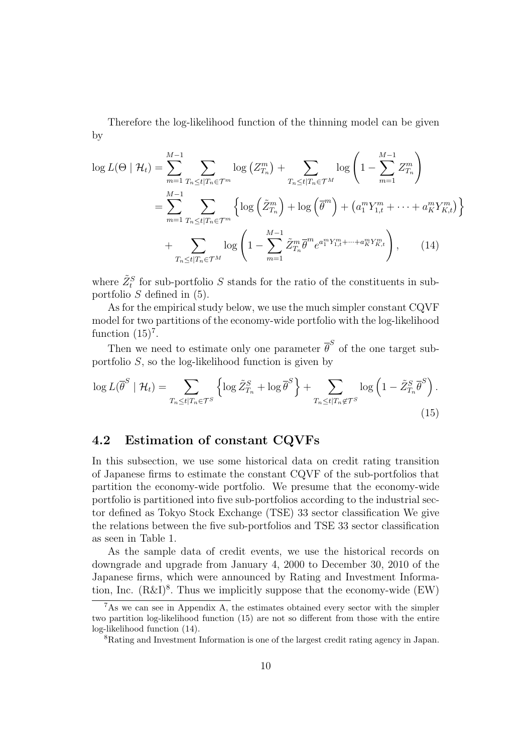Therefore the log-likelihood function of the thinning model can be given by

$$
\begin{aligned}
\log L(\Theta \mid \mathcal{H}_t) &= \sum_{m=1}^{M-1} \sum_{T_n \le t \mid T_n \in \mathcal{T}^m} \log\left(Z_{T_n}^m\right) + \sum_{T_n \le t \mid T_n \in \mathcal{T}^M} \log\left(1 - \sum_{m=1}^{M-1} Z_{T_n}^m\right) \\
&= \sum_{m=1}^{M-1} \sum_{T_n \le t \mid T_n \in \mathcal{T}^m} \left\{ \log\left(\tilde{Z}_{T_n}^m\right) + \log\left(\overline{\theta}^m\right) + \left(a_1^m Y_{1,t}^m + \cdots + a_K^m Y_{K,t}^m\right) \right\} \\
&\quad + \sum_{T_n \le t \mid T_n \in \mathcal{T}^M} \log\left(1 - \sum_{m=1}^{M-1} \tilde{Z}_{T_n}^m \overline{\theta}^m e^{a_1^m Y_{1,t}^m + \cdots + a_K^m Y_{K,t}^m}\right), \qquad (14)
\end{aligned}
$$

where $\tilde{Z}_t^S$ for sub-portfolio $S$ stands for the ratio of the constituents in sub-portfolio $S$ defined in (5).

As for the empirical study below, we use the much simpler constant CQVF model for two partitions of the economy-wide portfolio with the log-likelihood function (15)[7].

Then we need to estimate only one parameter $\overline{\theta}^S$ of the one target sub-portfolio $S$, so the log-likelihood function is given by

$$
\log L(\overline{\theta}^S \mid \mathcal{H}_t) = \sum_{T_n \le t \mid T_n \in \mathcal{T}^S} \left\{ \log \tilde{Z}_{T_n}^S + \log \overline{\theta}^S \right\} + \sum_{T_n \le t \mid T_n \notin \mathcal{T}^S} \log\left(1 - \tilde{Z}_{T_n}^S \overline{\theta}^S\right). \qquad (15)
$$

## 4.2 Estimation of constant CQVFs

In this subsection, we use some historical data on credit rating transition of Japanese firms to estimate the constant CQVF of the sub-portfolios that partition the economy-wide portfolio. We presume that the economy-wide portfolio is partitioned into five sub-portfolios according to the industrial sector defined as Tokyo Stock Exchange (TSE) 33 sector classification We give the relations between the five sub-portfolios and TSE 33 sector classification as seen in Table 1.

As the sample data of credit events, we use the historical records on downgrade and upgrade from January 4, 2000 to December 30, 2010 of the Japanese firms, which were announced by Rating and Investment Information, Inc. (R&I)[8]. Thus we implicitly suppose that the economy-wide (EW)

[7] As we can see in Appendix A, the estimates obtained every sector with the simpler two partition log-likelihood function (15) are not so different from those with the entire log-likelihood function (14).

[8] Rating and Investment Information is one of the largest credit rating agency in Japan.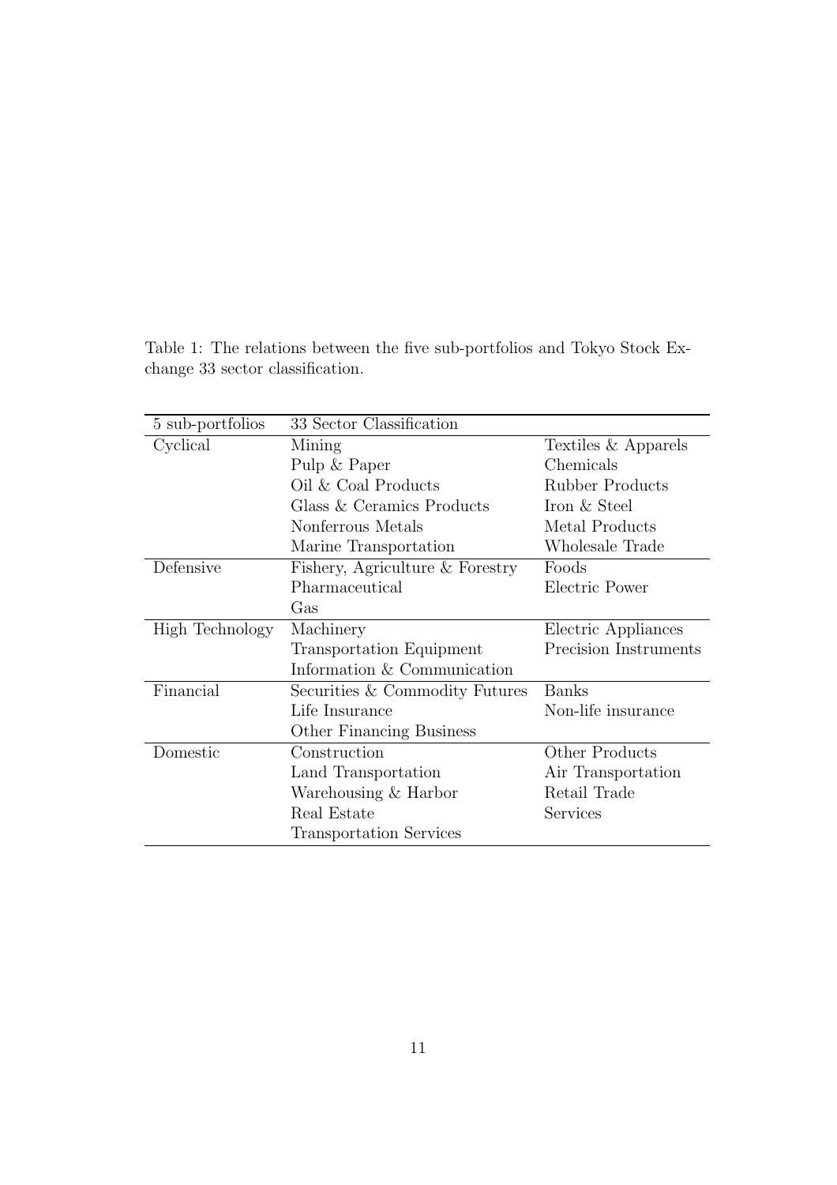Table 1: The relations between the five sub-portfolios and Tokyo Stock Exchange 33 sector classification.

| 5 sub-portfolios | 33 Sector Classification | |
|---|---|---|
| Cyclical | Mining | Textiles & Apparels |
| | Pulp & Paper | Chemicals |
| | Oil & Coal Products | Rubber Products |
| | Glass & Ceramics Products | Iron & Steel |
| | Nonferrous Metals | Metal Products |
| | Marine Transportation | Wholesale Trade |
| Defensive | Fishery, Agriculture & Forestry | Foods |
| | Pharmaceutical | Electric Power |
| | Gas | |
| High Technology | Machinery | Electric Appliances |
| | Transportation Equipment | Precision Instruments |
| | Information & Communication | |
| Financial | Securities & Commodity Futures | Banks |
| | Life Insurance | Non-life insurance |
| | Other Financing Business | |
| Domestic | Construction | Other Products |
| | Land Transportation | Air Transportation |
| | Warehousing & Harbor | Retail Trade |
| | Real Estate | Services |
| | Transportation Services | |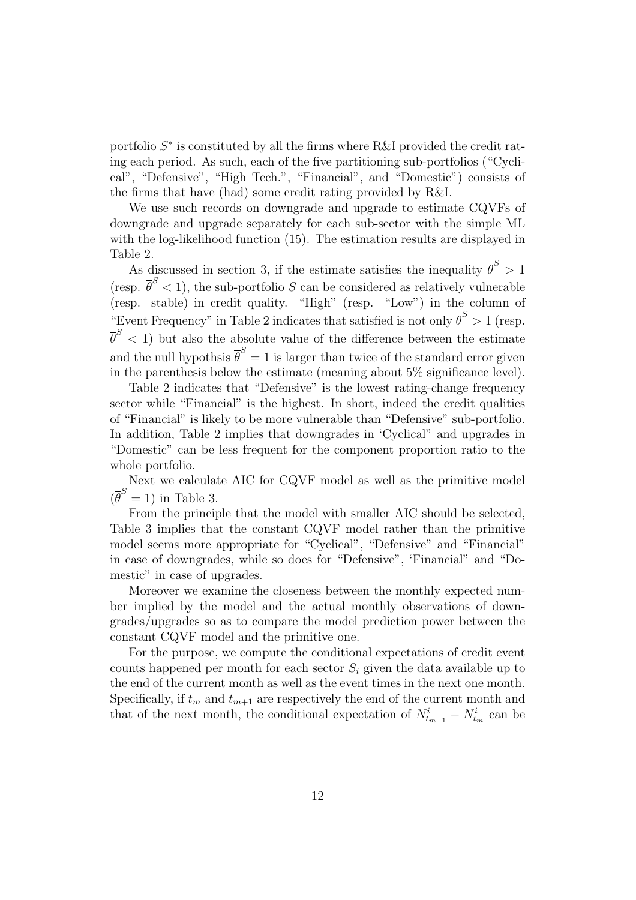portfolio $S^*$ is constituted by all the firms where R&I provided the credit rating each period. As such, each of the five partitioning sub-portfolios ("Cyclical", "Defensive", "High Tech.", "Financial", and "Domestic") consists of the firms that have (had) some credit rating provided by R&I.

We use such records on downgrade and upgrade to estimate CQVFs of downgrade and upgrade separately for each sub-sector with the simple ML with the log-likelihood function (15). The estimation results are displayed in Table 2.

As discussed in section 3, if the estimate satisfies the inequality $\overline{\theta}^S > 1$ (resp. $\overline{\theta}^S < 1$), the sub-portfolio $S$ can be considered as relatively vulnerable (resp. stable) in credit quality. "High" (resp. "Low") in the column of "Event Frequency" in Table 2 indicates that satisfied is not only $\overline{\theta}^S > 1$ (resp. $\overline{\theta}^S < 1$) but also the absolute value of the difference between the estimate and the null hypothsis $\overline{\theta}^S = 1$ is larger than twice of the standard error given in the parenthesis below the estimate (meaning about 5% significance level).

Table 2 indicates that "Defensive" is the lowest rating-change frequency sector while "Financial" is the highest. In short, indeed the credit qualities of "Financial" is likely to be more vulnerable than "Defensive" sub-portfolio. In addition, Table 2 implies that downgrades in 'Cyclical" and upgrades in "Domestic" can be less frequent for the component proportion ratio to the whole portfolio.

Next we calculate AIC for CQVF model as well as the primitive model ($\overline{\theta}^S = 1$) in Table 3.

From the principle that the model with smaller AIC should be selected, Table 3 implies that the constant CQVF model rather than the primitive model seems more appropriate for "Cyclical", "Defensive" and "Financial" in case of downgrades, while so does for "Defensive", 'Financial" and "Domestic" in case of upgrades.

Moreover we examine the closeness between the monthly expected number implied by the model and the actual monthly observations of downgrades/upgrades so as to compare the model prediction power between the constant CQVF model and the primitive one.

For the purpose, we compute the conditional expectations of credit event counts happened per month for each sector $S_i$ given the data available up to the end of the current month as well as the event times in the next one month. Specifically, if $t_m$ and $t_{m+1}$ are respectively the end of the current month and that of the next month, the conditional expectation of $N^i_{t_{m+1}} - N^i_{t_m}$ can be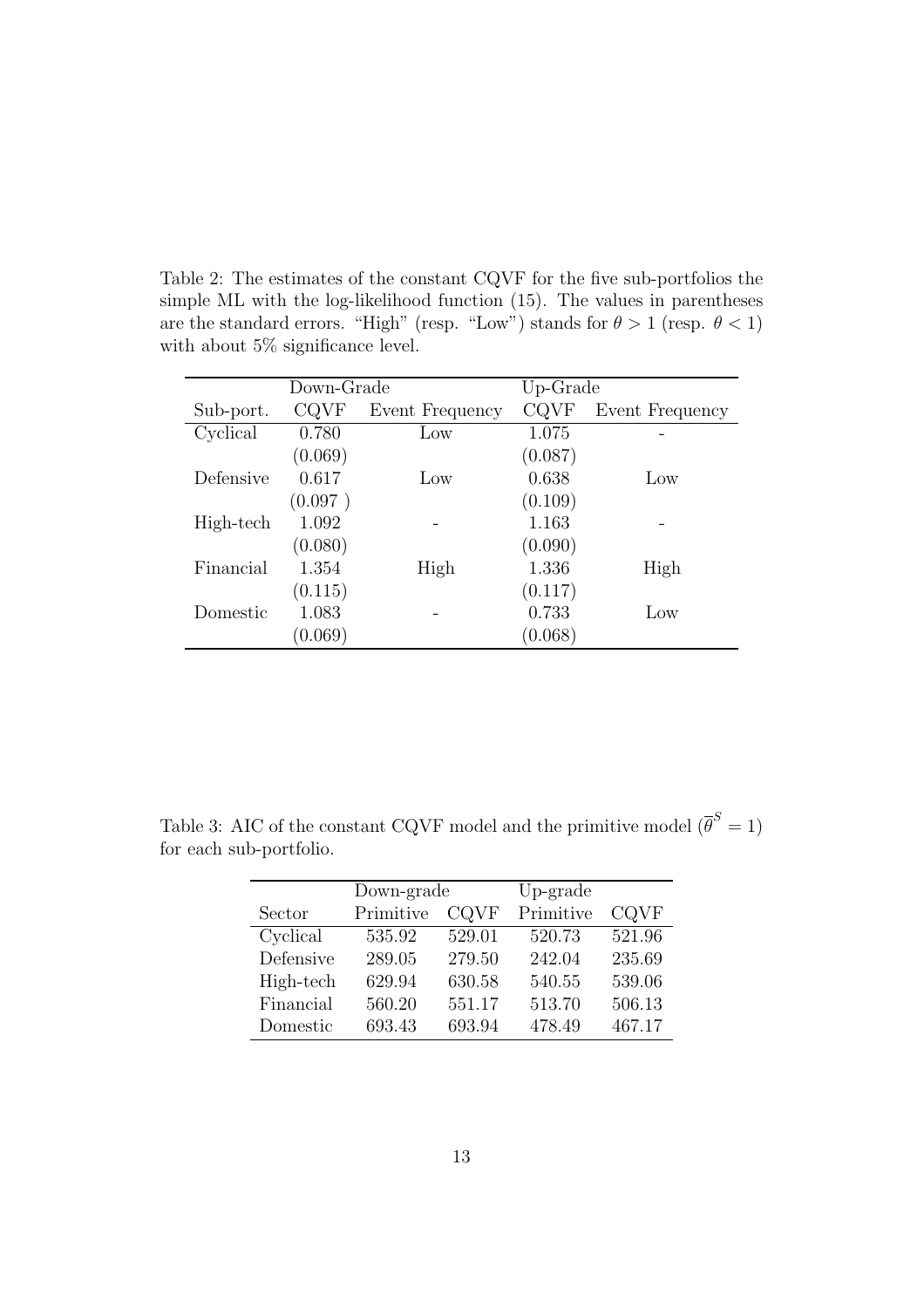Table 2: The estimates of the constant CQVF for the five sub-portfolios the simple ML with the log-likelihood function (15). The values in parentheses are the standard errors. "High" (resp. "Low") stands for $\theta > 1$ (resp. $\theta < 1$) with about 5% significance level.

| | Down-Grade | | Up-Grade | |
|---|---|---|---|---|
| Sub-port. | CQVF | Event Frequency | CQVF | Event Frequency |
| Cyclical | 0.780 | Low | 1.075 | - |
| | (0.069) | | (0.087) | |
| Defensive | 0.617 | Low | 0.638 | Low |
| | (0.097 ) | | (0.109) | |
| High-tech | 1.092 | - | 1.163 | - |
| | (0.080) | | (0.090) | |
| Financial | 1.354 | High | 1.336 | High |
| | (0.115) | | (0.117) | |
| Domestic | 1.083 | - | 0.733 | Low |
| | (0.069) | | (0.068) | |

Table 3: AIC of the constant CQVF model and the primitive model ($\overline{\theta}^S = 1$) for each sub-portfolio.

| | Down-grade | | Up-grade | |
|---|---|---|---|---|
| Sector | Primitive | CQVF | Primitive | CQVF |
| Cyclical | 535.92 | 529.01 | 520.73 | 521.96 |
| Defensive | 289.05 | 279.50 | 242.04 | 235.69 |
| High-tech | 629.94 | 630.58 | 540.55 | 539.06 |
| Financial | 560.20 | 551.17 | 513.70 | 506.13 |
| Domestic | 693.43 | 693.94 | 478.49 | 467.17 |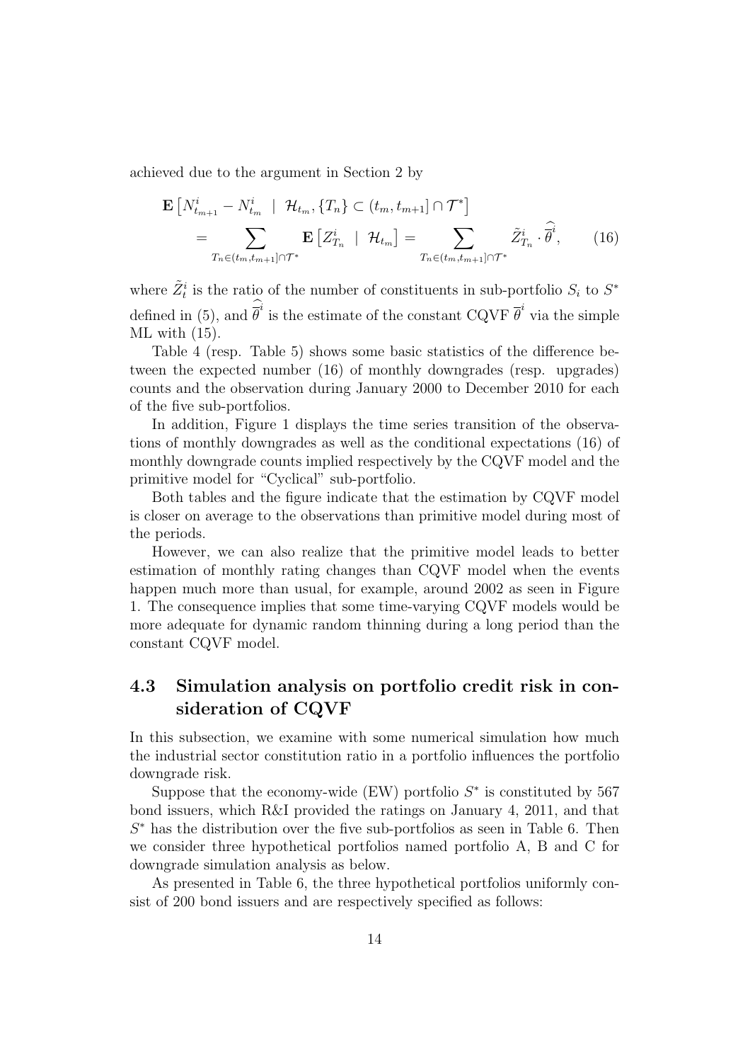achieved due to the argument in Section 2 by

$$
\begin{aligned}
\mathbf{E}\left[N^i_{t_{m+1}} - N^i_{t_m} \;\middle|\; \mathcal{H}_{t_m}, \{T_n\} \subset (t_m, t_{m+1}] \cap \mathcal{T}^*\right] \\
= \sum_{T_n \in (t_m, t_{m+1}] \cap \mathcal{T}^*} \mathbf{E}\left[Z^i_{T_n} \;\middle|\; \mathcal{H}_{t_m}\right] = \sum_{T_n \in (t_m, t_{m+1}] \cap \mathcal{T}^*} \tilde{Z}^i_{T_n} \cdot \widehat{\overline{\theta}}^i,
\end{aligned}
\tag{16}
$$

where $\tilde{Z}^i_t$ is the ratio of the number of constituents in sub-portfolio $S_i$ to $S^*$ defined in (5), and $\widehat{\overline{\theta}}^i$ is the estimate of the constant CQVF $\overline{\theta}^i$ via the simple ML with (15).

Table 4 (resp. Table 5) shows some basic statistics of the difference between the expected number (16) of monthly downgrades (resp. upgrades) counts and the observation during January 2000 to December 2010 for each of the five sub-portfolios.

In addition, Figure 1 displays the time series transition of the observations of monthly downgrades as well as the conditional expectations (16) of monthly downgrade counts implied respectively by the CQVF model and the primitive model for "Cyclical" sub-portfolio.

Both tables and the figure indicate that the estimation by CQVF model is closer on average to the observations than primitive model during most of the periods.

However, we can also realize that the primitive model leads to better estimation of monthly rating changes than CQVF model when the events happen much more than usual, for example, around 2002 as seen in Figure 1. The consequence implies that some time-varying CQVF models would be more adequate for dynamic random thinning during a long period than the constant CQVF model.

### 4.3 Simulation analysis on portfolio credit risk in consideration of CQVF

In this subsection, we examine with some numerical simulation how much the industrial sector constitution ratio in a portfolio influences the portfolio downgrade risk.

Suppose that the economy-wide (EW) portfolio $S^*$ is constituted by 567 bond issuers, which R&I provided the ratings on January 4, 2011, and that $S^*$ has the distribution over the five sub-portfolios as seen in Table 6. Then we consider three hypothetical portfolios named portfolio A, B and C for downgrade simulation analysis as below.

As presented in Table 6, the three hypothetical portfolios uniformly consist of 200 bond issuers and are respectively specified as follows: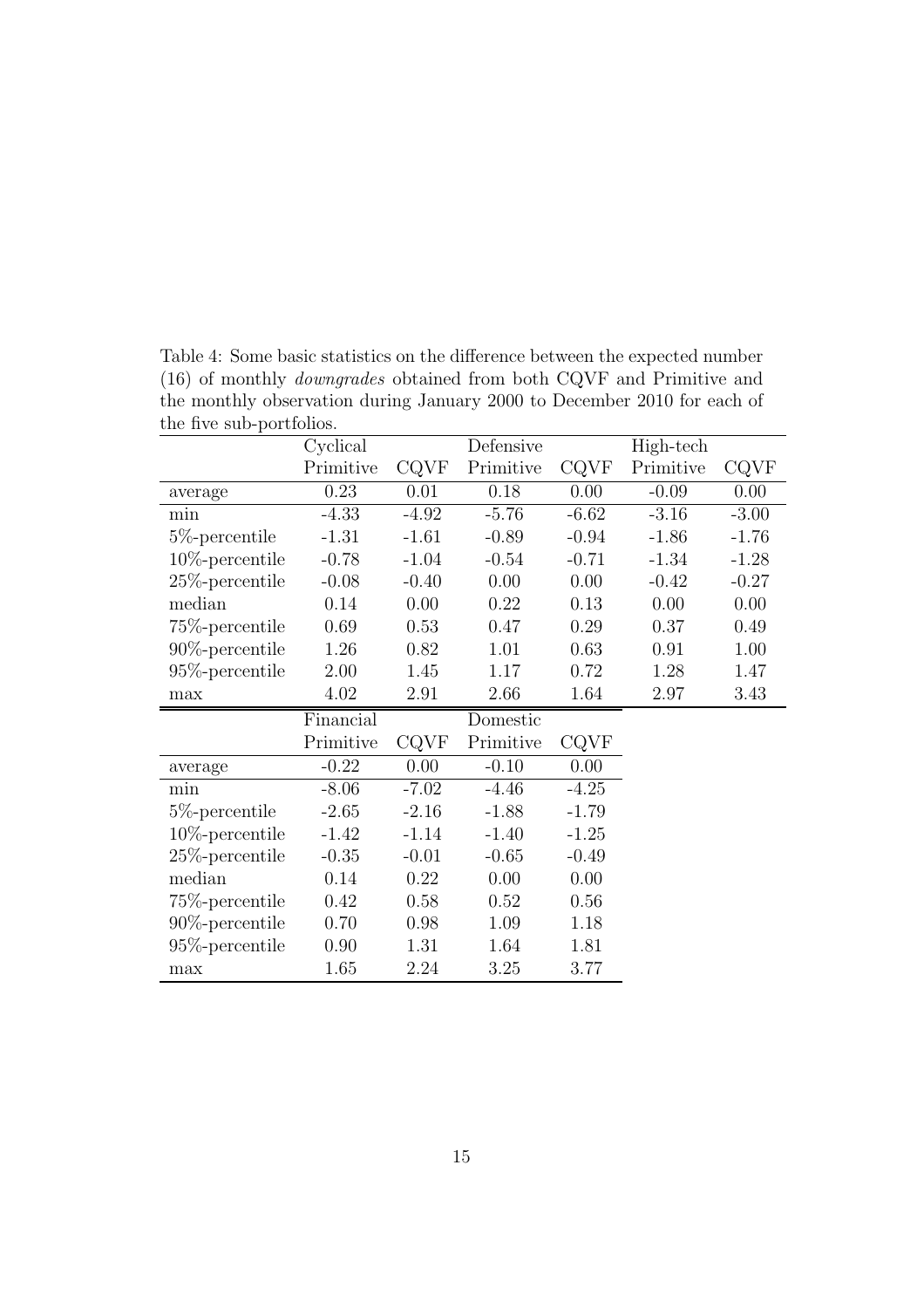Table 4: Some basic statistics on the difference between the expected number (16) of monthly *downgrades* obtained from both CQVF and Primitive and the monthly observation during January 2000 to December 2010 for each of the five sub-portfolios.

| | Cyclical | | Defensive | | High-tech | |
|---|---|---|---|---|---|---|
| | Primitive | CQVF | Primitive | CQVF | Primitive | CQVF |
| average | 0.23 | 0.01 | 0.18 | 0.00 | -0.09 | 0.00 |
| min | -4.33 | -4.92 | -5.76 | -6.62 | -3.16 | -3.00 |
| 5%-percentile | -1.31 | -1.61 | -0.89 | -0.94 | -1.86 | -1.76 |
| 10%-percentile | -0.78 | -1.04 | -0.54 | -0.71 | -1.34 | -1.28 |
| 25%-percentile | -0.08 | -0.40 | 0.00 | 0.00 | -0.42 | -0.27 |
| median | 0.14 | 0.00 | 0.22 | 0.13 | 0.00 | 0.00 |
| 75%-percentile | 0.69 | 0.53 | 0.47 | 0.29 | 0.37 | 0.49 |
| 90%-percentile | 1.26 | 0.82 | 1.01 | 0.63 | 0.91 | 1.00 |
| 95%-percentile | 2.00 | 1.45 | 1.17 | 0.72 | 1.28 | 1.47 |
| max | 4.02 | 2.91 | 2.66 | 1.64 | 2.97 | 3.43 |

| | Financial | | Domestic | |
|---|---|---|---|---|
| | Primitive | CQVF | Primitive | CQVF |
| average | -0.22 | 0.00 | -0.10 | 0.00 |
| min | -8.06 | -7.02 | -4.46 | -4.25 |
| 5%-percentile | -2.65 | -2.16 | -1.88 | -1.79 |
| 10%-percentile | -1.42 | -1.14 | -1.40 | -1.25 |
| 25%-percentile | -0.35 | -0.01 | -0.65 | -0.49 |
| median | 0.14 | 0.22 | 0.00 | 0.00 |
| 75%-percentile | 0.42 | 0.58 | 0.52 | 0.56 |
| 90%-percentile | 0.70 | 0.98 | 1.09 | 1.18 |
| 95%-percentile | 0.90 | 1.31 | 1.64 | 1.81 |
| max | 1.65 | 2.24 | 3.25 | 3.77 |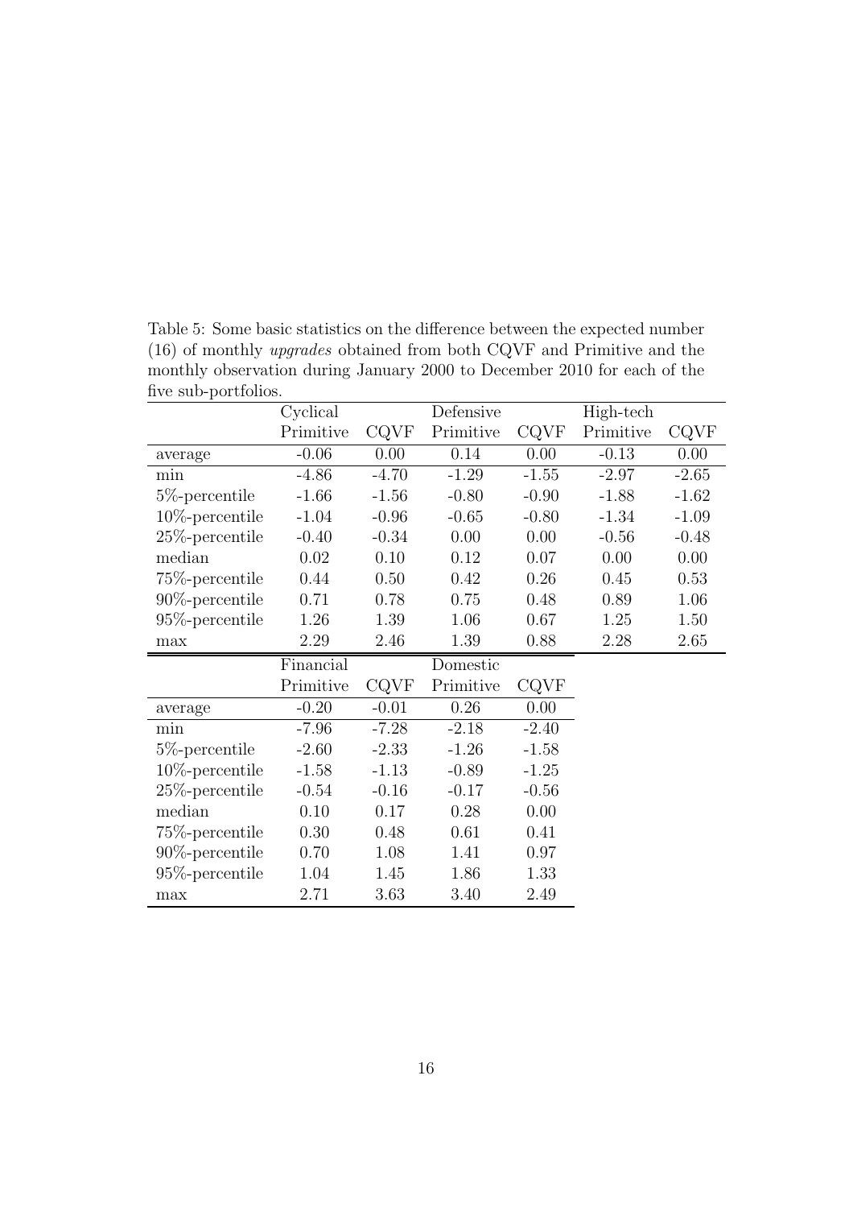Table 5: Some basic statistics on the difference between the expected number (16) of monthly *upgrades* obtained from both CQVF and Primitive and the monthly observation during January 2000 to December 2010 for each of the five sub-portfolios.

| | Cyclical | | Defensive | | High-tech | |
|---|---|---|---|---|---|---|
| | Primitive | CQVF | Primitive | CQVF | Primitive | CQVF |
| average | -0.06 | 0.00 | 0.14 | 0.00 | -0.13 | 0.00 |
| min | -4.86 | -4.70 | -1.29 | -1.55 | -2.97 | -2.65 |
| 5%-percentile | -1.66 | -1.56 | -0.80 | -0.90 | -1.88 | -1.62 |
| 10%-percentile | -1.04 | -0.96 | -0.65 | -0.80 | -1.34 | -1.09 |
| 25%-percentile | -0.40 | -0.34 | 0.00 | 0.00 | -0.56 | -0.48 |
| median | 0.02 | 0.10 | 0.12 | 0.07 | 0.00 | 0.00 |
| 75%-percentile | 0.44 | 0.50 | 0.42 | 0.26 | 0.45 | 0.53 |
| 90%-percentile | 0.71 | 0.78 | 0.75 | 0.48 | 0.89 | 1.06 |
| 95%-percentile | 1.26 | 1.39 | 1.06 | 0.67 | 1.25 | 1.50 |
| max | 2.29 | 2.46 | 1.39 | 0.88 | 2.28 | 2.65 |

| | Financial | | Domestic | |
|---|---|---|---|---|
| | Primitive | CQVF | Primitive | CQVF |
| average | -0.20 | -0.01 | 0.26 | 0.00 |
| min | -7.96 | -7.28 | -2.18 | -2.40 |
| 5%-percentile | -2.60 | -2.33 | -1.26 | -1.58 |
| 10%-percentile | -1.58 | -1.13 | -0.89 | -1.25 |
| 25%-percentile | -0.54 | -0.16 | -0.17 | -0.56 |
| median | 0.10 | 0.17 | 0.28 | 0.00 |
| 75%-percentile | 0.30 | 0.48 | 0.61 | 0.41 |
| 90%-percentile | 0.70 | 1.08 | 1.41 | 0.97 |
| 95%-percentile | 1.04 | 1.45 | 1.86 | 1.33 |
| max | 2.71 | 3.63 | 3.40 | 2.49 |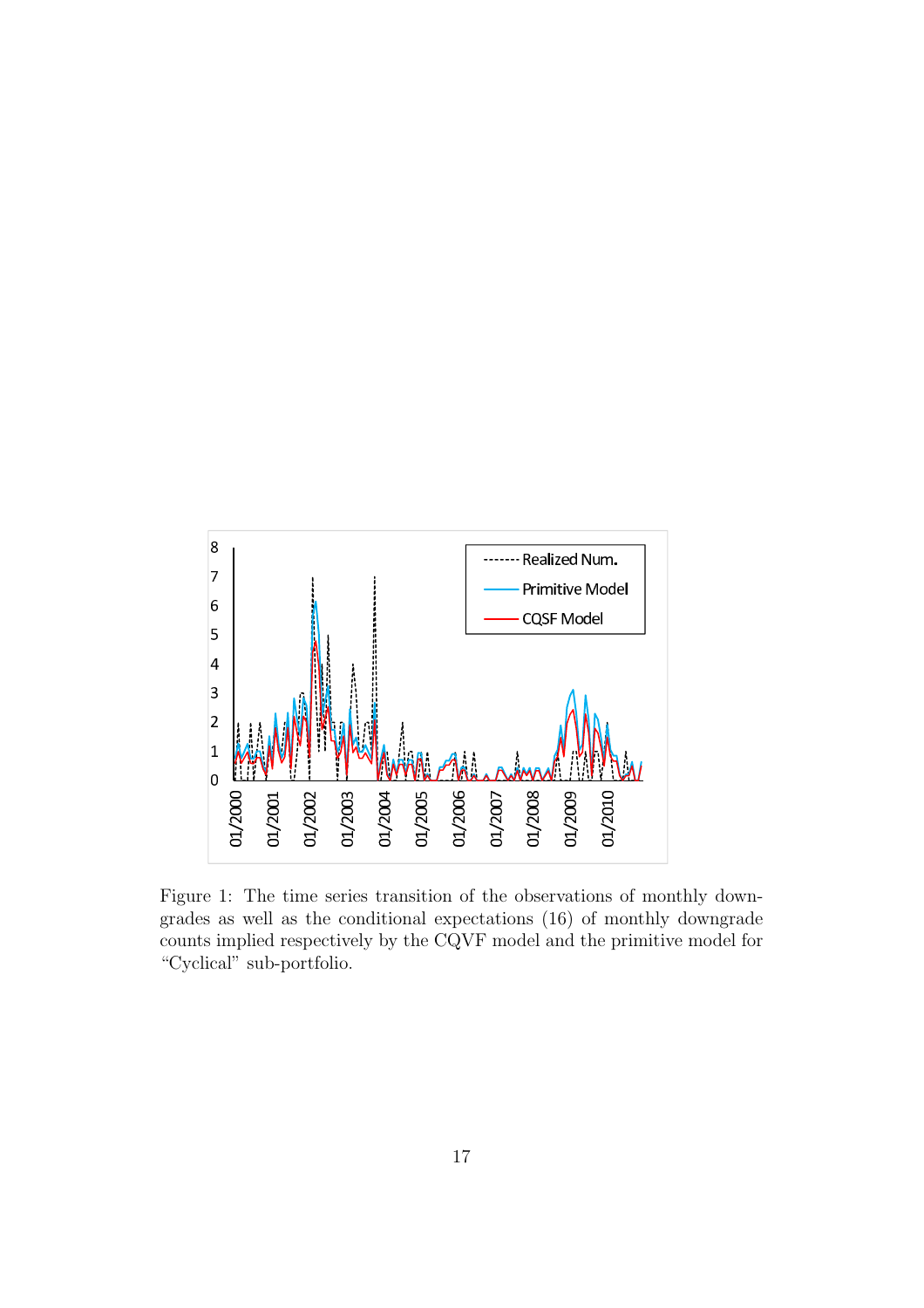Figure 1: The time series transition of the observations of monthly downgrades as well as the conditional expectations (16) of monthly downgrade counts implied respectively by the CQVF model and the primitive model for "Cyclical" sub-portfolio.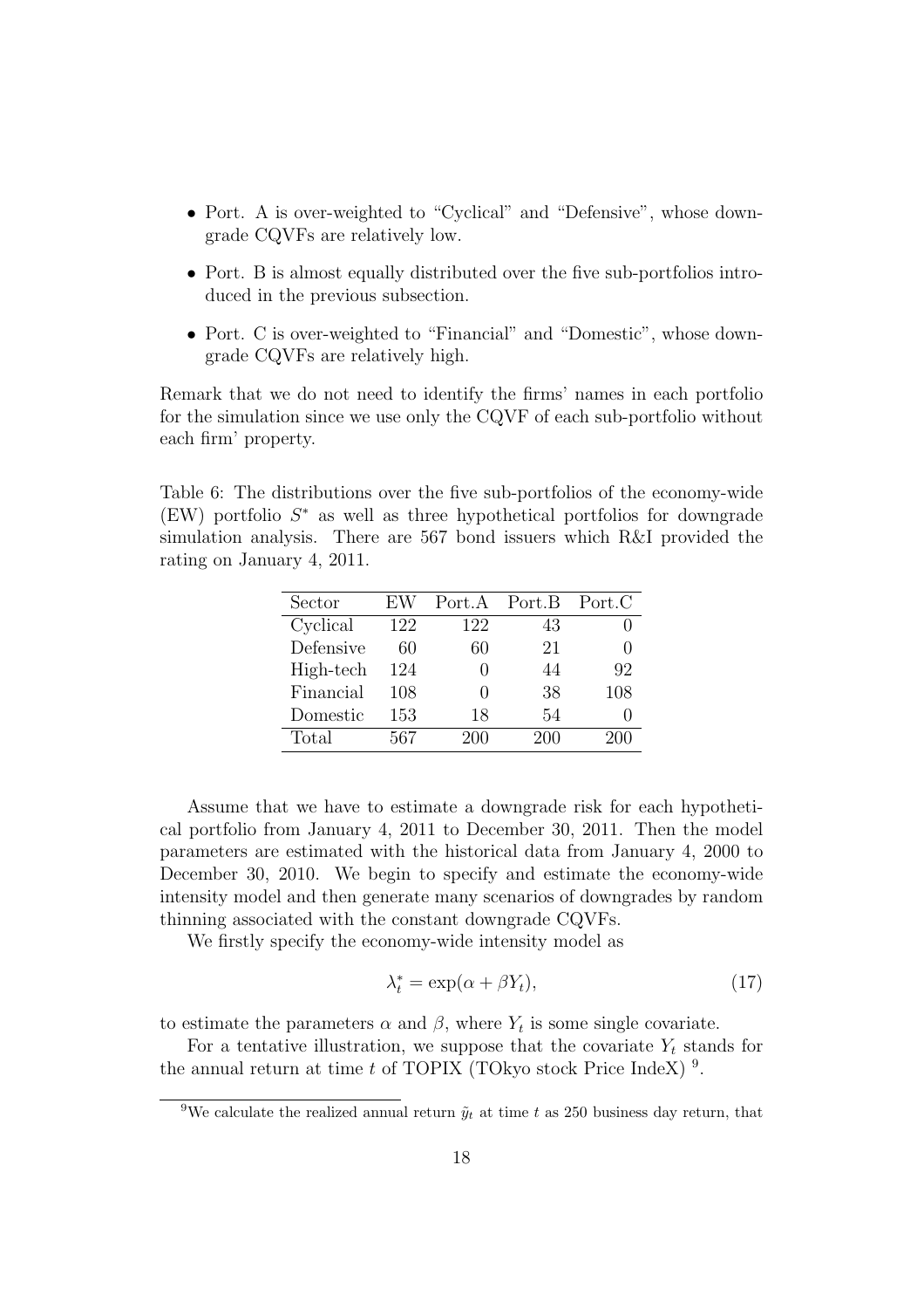- Port. A is over-weighted to "Cyclical" and "Defensive", whose downgrade CQVFs are relatively low.
- Port. B is almost equally distributed over the five sub-portfolios introduced in the previous subsection.
- Port. C is over-weighted to "Financial" and "Domestic", whose downgrade CQVFs are relatively high.

Remark that we do not need to identify the firms' names in each portfolio for the simulation since we use only the CQVF of each sub-portfolio without each firm' property.

Table 6: The distributions over the five sub-portfolios of the economy-wide (EW) portfolio $S^*$ as well as three hypothetical portfolios for downgrade simulation analysis. There are 567 bond issuers which R&I provided the rating on January 4, 2011.

| Sector | EW | Port.A | Port.B | Port.C |
|---|---|---|---|---|
| Cyclical | 122 | 122 | 43 | 0 |
| Defensive | 60 | 60 | 21 | 0 |
| High-tech | 124 | 0 | 44 | 92 |
| Financial | 108 | 0 | 38 | 108 |
| Domestic | 153 | 18 | 54 | 0 |
| Total | 567 | 200 | 200 | 200 |

Assume that we have to estimate a downgrade risk for each hypothetical portfolio from January 4, 2011 to December 30, 2011. Then the model parameters are estimated with the historical data from January 4, 2000 to December 30, 2010. We begin to specify and estimate the economy-wide intensity model and then generate many scenarios of downgrades by random thinning associated with the constant downgrade CQVFs.

We firstly specify the economy-wide intensity model as

$$\lambda_t^* = \exp(\alpha + \beta Y_t), \tag{17}$$

to estimate the parameters $\alpha$ and $\beta$, where $Y_t$ is some single covariate.

For a tentative illustration, we suppose that the covariate $Y_t$ stands for the annual return at time $t$ of TOPIX (TOkyo stock Price IndeX) [9].

[9] We calculate the realized annual return $\tilde{y}_t$ at time $t$ as 250 business day return, that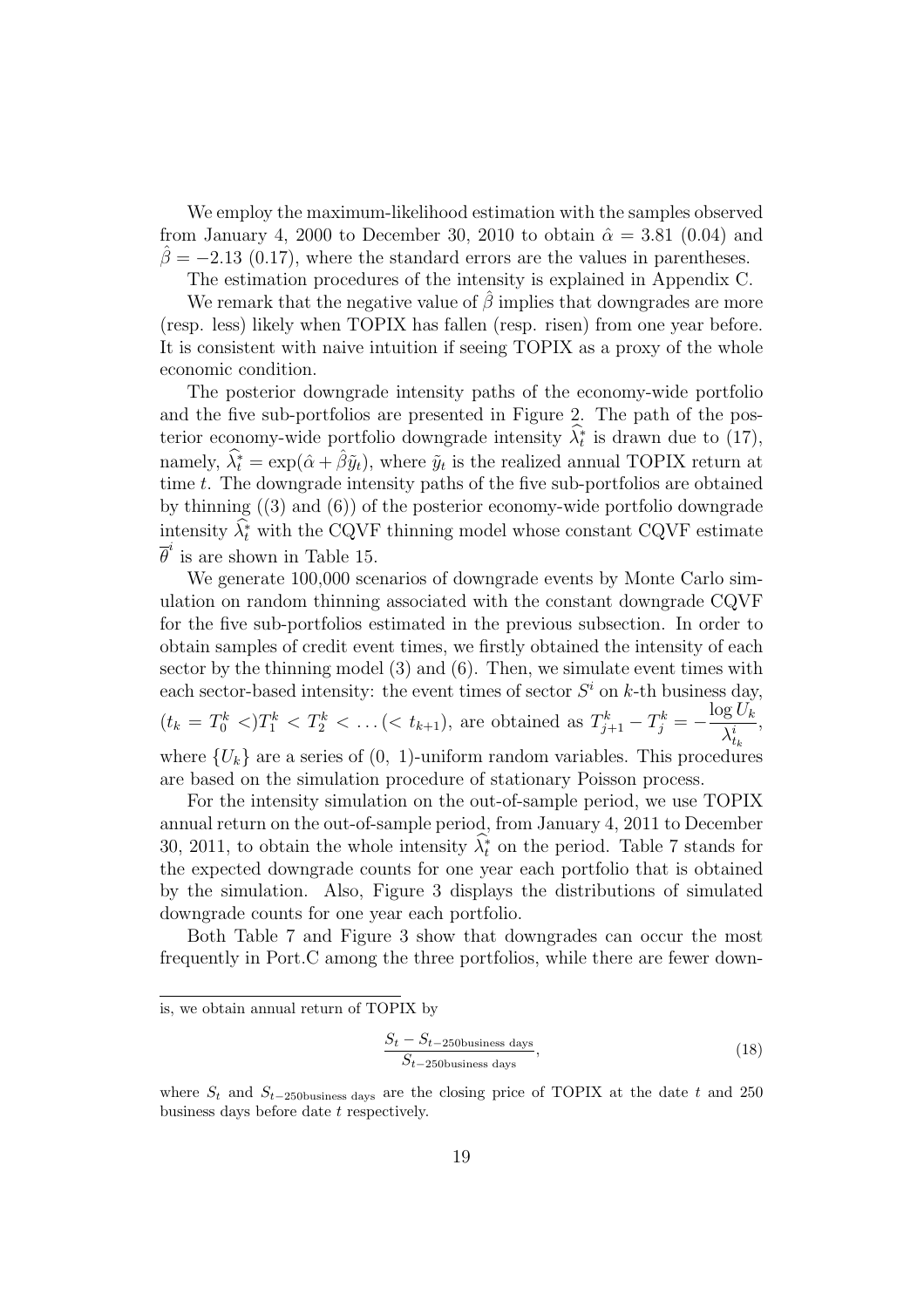We employ the maximum-likelihood estimation with the samples observed from January 4, 2000 to December 30, 2010 to obtain $\hat{\alpha} = 3.81$ (0.04) and $\hat{\beta} = -2.13$ (0.17), where the standard errors are the values in parentheses.

The estimation procedures of the intensity is explained in Appendix C.

We remark that the negative value of $\hat{\beta}$ implies that downgrades are more (resp. less) likely when TOPIX has fallen (resp. risen) from one year before. It is consistent with naive intuition if seeing TOPIX as a proxy of the whole economic condition.

The posterior downgrade intensity paths of the economy-wide portfolio and the five sub-portfolios are presented in Figure 2. The path of the posterior economy-wide portfolio downgrade intensity $\widehat{\lambda}_t^*$ is drawn due to (17), namely, $\widehat{\lambda}_t^* = \exp(\hat{\alpha} + \hat{\beta}\tilde{y}_t)$, where $\tilde{y}_t$ is the realized annual TOPIX return at time $t$. The downgrade intensity paths of the five sub-portfolios are obtained by thinning ((3) and (6)) of the posterior economy-wide portfolio downgrade intensity $\widehat{\lambda}_t^*$ with the CQVF thinning model whose constant CQVF estimate $\overline{\theta}^i$ is are shown in Table 15.

We generate 100,000 scenarios of downgrade events by Monte Carlo simulation on random thinning associated with the constant downgrade CQVF for the five sub-portfolios estimated in the previous subsection. In order to obtain samples of credit event times, we firstly obtained the intensity of each sector by the thinning model (3) and (6). Then, we simulate event times with each sector-based intensity: the event times of sector $S^i$ on $k$-th business day, $(t_k = T_0^k <)T_1^k < T_2^k < \ldots (< t_{k+1})$, are obtained as $T_{j+1}^k - T_j^k = -\dfrac{\log U_k}{\lambda_{t_k}^i}$, where $\{U_k\}$ are a series of (0, 1)-uniform random variables. This procedures are based on the simulation procedure of stationary Poisson process.

For the intensity simulation on the out-of-sample period, we use TOPIX annual return on the out-of-sample period, from January 4, 2011 to December 30, 2011, to obtain the whole intensity $\widehat{\lambda}_t^*$ on the period. Table 7 stands for the expected downgrade counts for one year each portfolio that is obtained by the simulation. Also, Figure 3 displays the distributions of simulated downgrade counts for one year each portfolio.

Both Table 7 and Figure 3 show that downgrades can occur the most frequently in Port.C among the three portfolios, while there are fewer down-

---

is, we obtain annual return of TOPIX by

$$\frac{S_t - S_{t-250\text{business days}}}{S_{t-250\text{business days}}}, \tag{18}$$

where $S_t$ and $S_{t-250\text{business days}}$ are the closing price of TOPIX at the date $t$ and 250 business days before date $t$ respectively.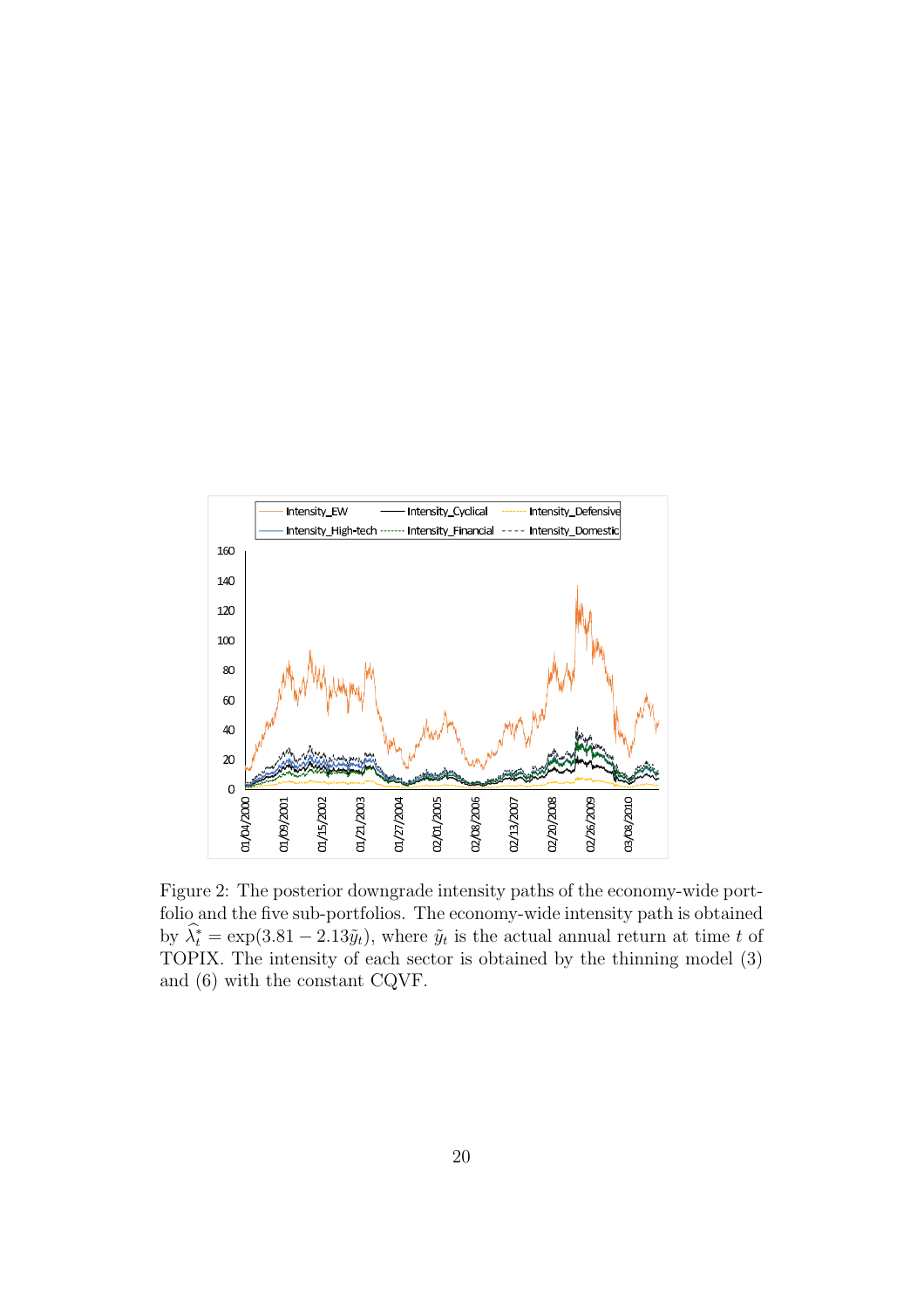Figure 2: The posterior downgrade intensity paths of the economy-wide portfolio and the five sub-portfolios. The economy-wide intensity path is obtained by $\widehat{\lambda}_t^* = \exp(3.81 - 2.13\tilde{y}_t)$, where $\tilde{y}_t$ is the actual annual return at time $t$ of TOPIX. The intensity of each sector is obtained by the thinning model (3) and (6) with the constant CQVF.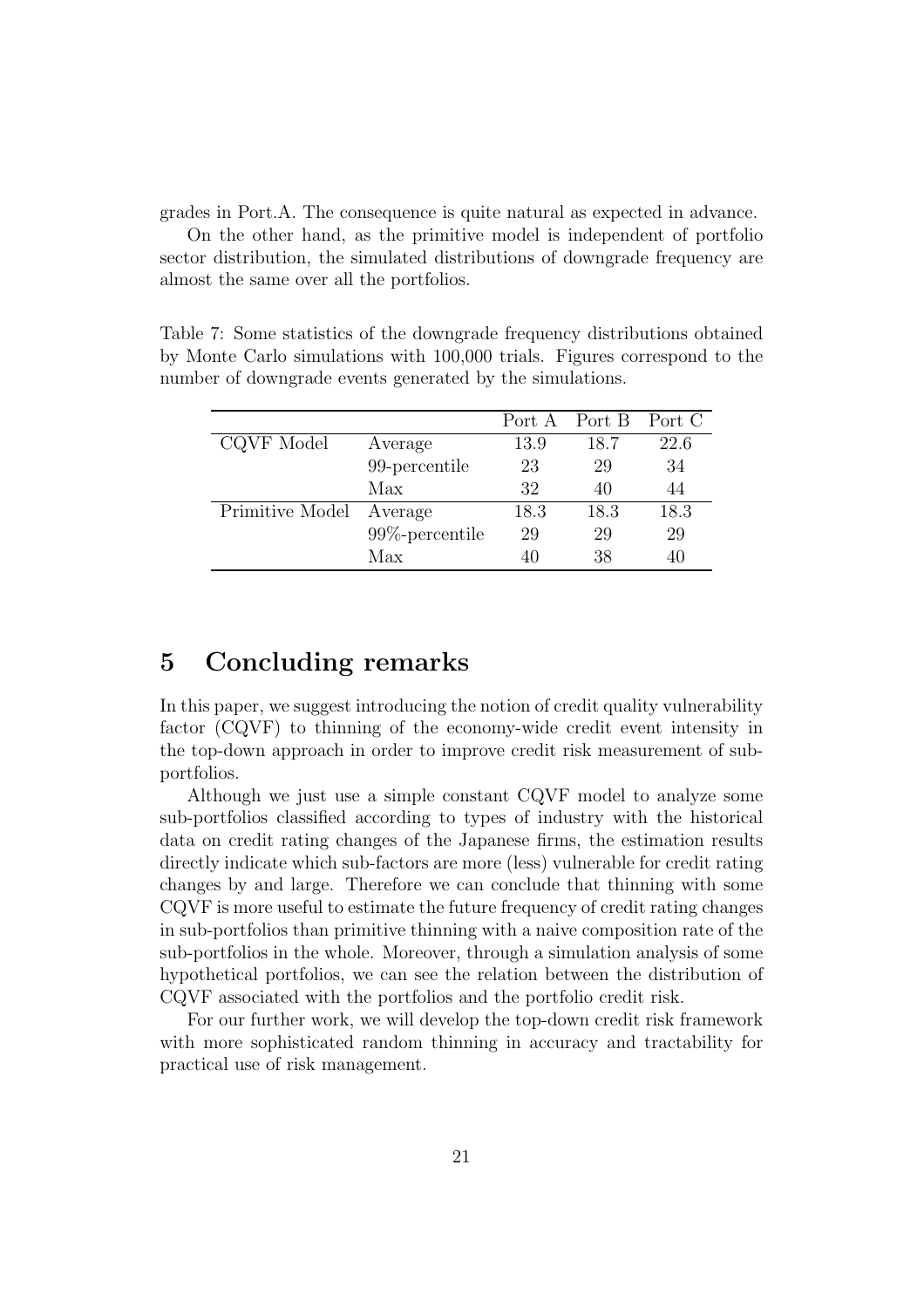grades in Port.A. The consequence is quite natural as expected in advance.

On the other hand, as the primitive model is independent of portfolio sector distribution, the simulated distributions of downgrade frequency are almost the same over all the portfolios.

Table 7: Some statistics of the downgrade frequency distributions obtained by Monte Carlo simulations with 100,000 trials. Figures correspond to the number of downgrade events generated by the simulations.

| | | Port A | Port B | Port C |
|---|---|---|---|---|
| CQVF Model | Average | 13.9 | 18.7 | 22.6 |
| | 99-percentile | 23 | 29 | 34 |
| | Max | 32 | 40 | 44 |
| Primitive Model | Average | 18.3 | 18.3 | 18.3 |
| | 99%-percentile | 29 | 29 | 29 |
| | Max | 40 | 38 | 40 |

# 5 Concluding remarks

In this paper, we suggest introducing the notion of credit quality vulnerability factor (CQVF) to thinning of the economy-wide credit event intensity in the top-down approach in order to improve credit risk measurement of sub-portfolios.

Although we just use a simple constant CQVF model to analyze some sub-portfolios classified according to types of industry with the historical data on credit rating changes of the Japanese firms, the estimation results directly indicate which sub-factors are more (less) vulnerable for credit rating changes by and large. Therefore we can conclude that thinning with some CQVF is more useful to estimate the future frequency of credit rating changes in sub-portfolios than primitive thinning with a naive composition rate of the sub-portfolios in the whole. Moreover, through a simulation analysis of some hypothetical portfolios, we can see the relation between the distribution of CQVF associated with the portfolios and the portfolio credit risk.

For our further work, we will develop the top-down credit risk framework with more sophisticated random thinning in accuracy and tractability for practical use of risk management.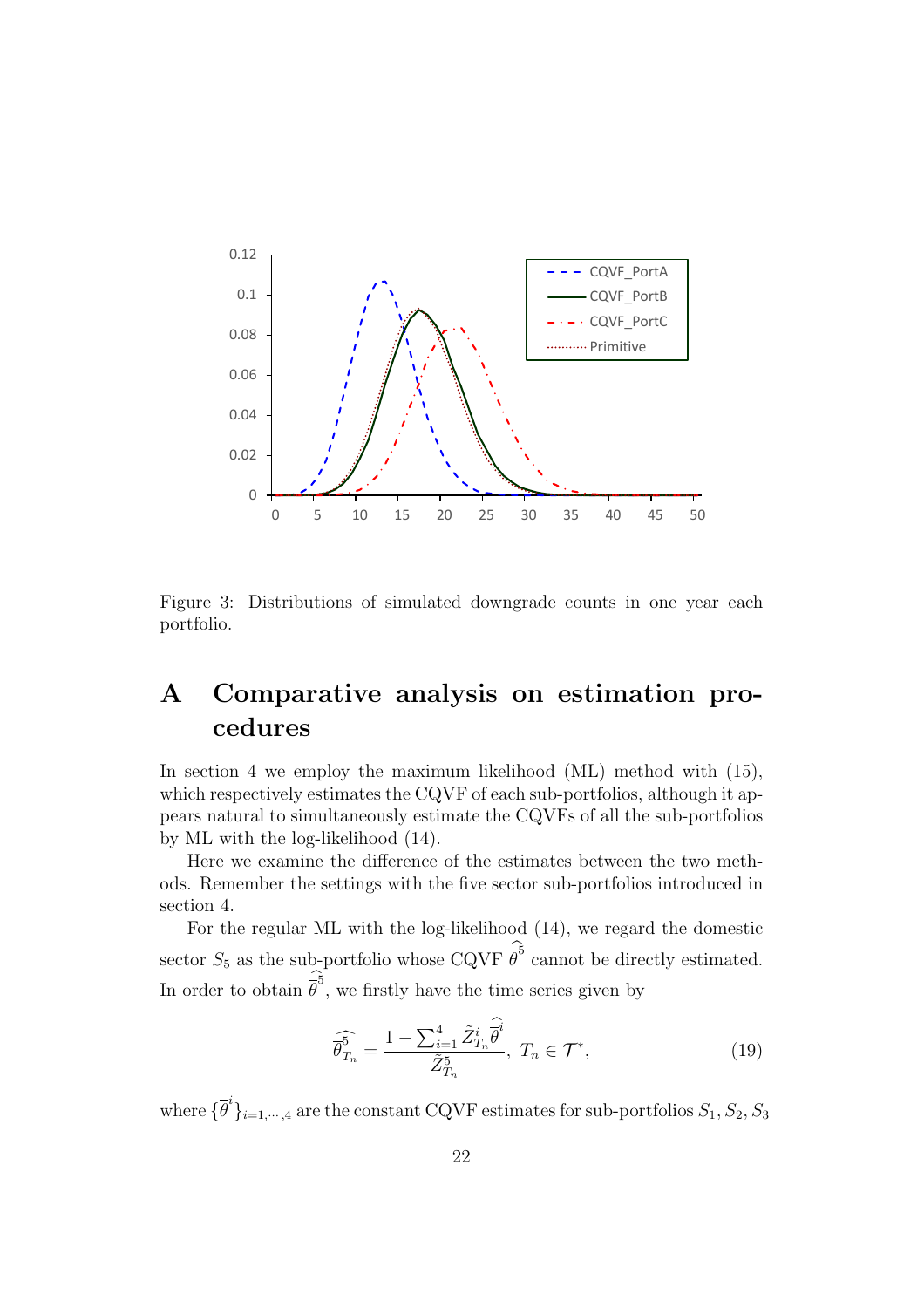Figure 3: Distributions of simulated downgrade counts in one year each portfolio.

# A Comparative analysis on estimation procedures

In section 4 we employ the maximum likelihood (ML) method with (15), which respectively estimates the CQVF of each sub-portfolios, although it appears natural to simultaneously estimate the CQVFs of all the sub-portfolios by ML with the log-likelihood (14).

Here we examine the difference of the estimates between the two methods. Remember the settings with the five sector sub-portfolios introduced in section 4.

For the regular ML with the log-likelihood (14), we regard the domestic sector $S_5$ as the sub-portfolio whose CQVF $\widehat{\overline{\theta}}^5$ cannot be directly estimated. In order to obtain $\widehat{\overline{\theta}}^5$, we firstly have the time series given by

$$\widehat{\theta^5_{T_n}} = \frac{1 - \sum_{i=1}^{4} \tilde{Z}^i_{T_n} \widehat{\overline{\theta}}^i}{\tilde{Z}^5_{T_n}}, \ T_n \in \mathcal{T}^*, \tag{19}$$

where $\{\overline{\theta}^i\}_{i=1,\cdots,4}$ are the constant CQVF estimates for sub-portfolios $S_1, S_2, S_3$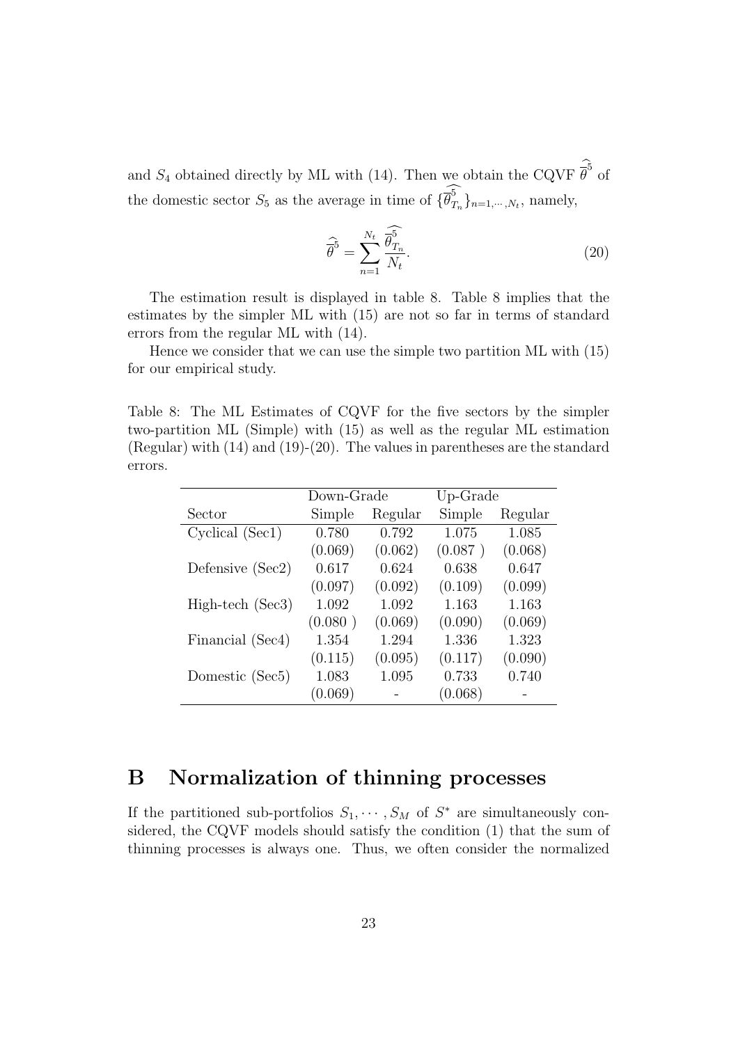and $S_4$ obtained directly by ML with (14). Then we obtain the CQVF $\widehat{\bar{\theta}}^5$ of the domestic sector $S_5$ as the average in time of $\{\widehat{\bar{\theta}^5_{T_n}}\}_{n=1,\cdots,N_t}$, namely,

$$\widehat{\bar{\theta}}^5 = \sum_{n=1}^{N_t} \frac{\widehat{\bar{\theta}^5_{T_n}}}{N_t}. \tag{20}$$

The estimation result is displayed in table 8. Table 8 implies that the estimates by the simpler ML with (15) are not so far in terms of standard errors from the regular ML with (14).

Hence we consider that we can use the simple two partition ML with (15) for our empirical study.

Table 8: The ML Estimates of CQVF for the five sectors by the simpler two-partition ML (Simple) with (15) as well as the regular ML estimation (Regular) with (14) and (19)-(20). The values in parentheses are the standard errors.

| | Down-Grade | | Up-Grade | |
|---|---|---|---|---|
| Sector | Simple | Regular | Simple | Regular |
| Cyclical (Sec1) | 0.780 | 0.792 | 1.075 | 1.085 |
| | (0.069) | (0.062) | (0.087 ) | (0.068) |
| Defensive (Sec2) | 0.617 | 0.624 | 0.638 | 0.647 |
| | (0.097) | (0.092) | (0.109) | (0.099) |
| High-tech (Sec3) | 1.092 | 1.092 | 1.163 | 1.163 |
| | (0.080 ) | (0.069) | (0.090) | (0.069) |
| Financial (Sec4) | 1.354 | 1.294 | 1.336 | 1.323 |
| | (0.115) | (0.095) | (0.117) | (0.090) |
| Domestic (Sec5) | 1.083 | 1.095 | 0.733 | 0.740 |
| | (0.069) | - | (0.068) | - |

# B Normalization of thinning processes

If the partitioned sub-portfolios $S_1, \cdots, S_M$ of $S^*$ are simultaneously considered, the CQVF models should satisfy the condition (1) that the sum of thinning processes is always one. Thus, we often consider the normalized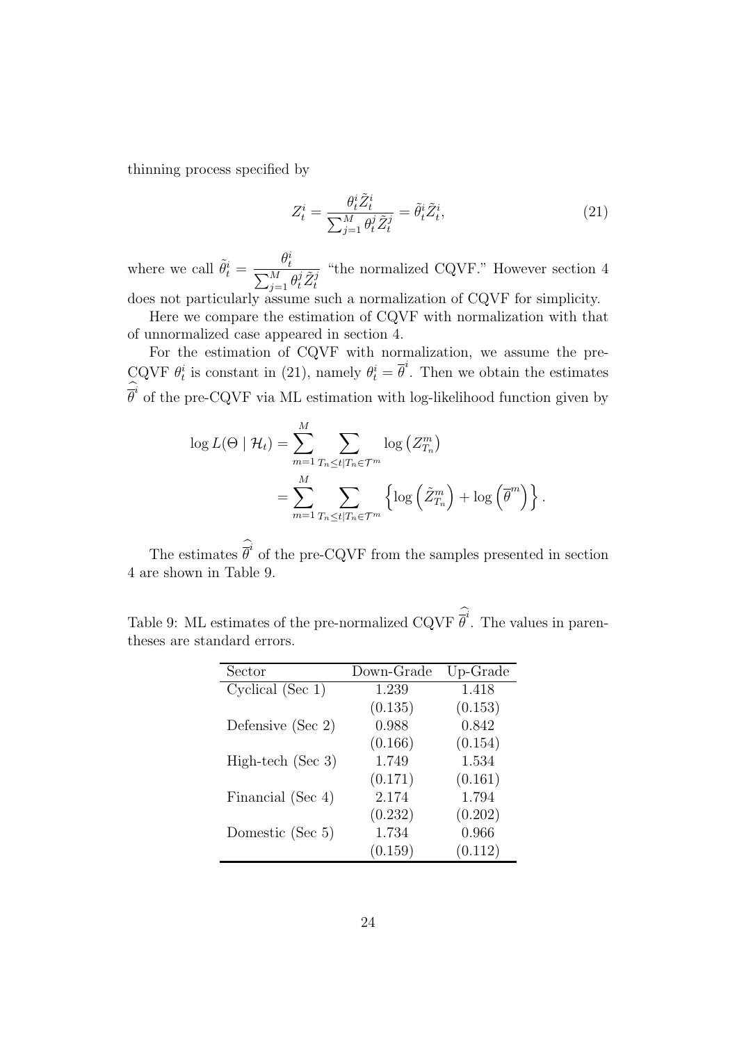thinning process specified by

$$Z_t^i = \frac{\theta_t^i \tilde{Z}_t^i}{\sum_{j=1}^M \theta_t^j \tilde{Z}_t^j} = \tilde{\theta}_t^i \tilde{Z}_t^i, \tag{21}$$

where we call $\tilde{\theta}_t^i = \dfrac{\theta_t^i}{\sum_{j=1}^M \theta_t^j \tilde{Z}_t^j}$ "the normalized CQVF." However section 4 does not particularly assume such a normalization of CQVF for simplicity.

Here we compare the estimation of CQVF with normalization with that of unnormalized case appeared in section 4.

For the estimation of CQVF with normalization, we assume the pre-CQVF $\theta_t^i$ is constant in (21), namely $\theta_t^i = \overline{\theta}^i$. Then we obtain the estimates $\widehat{\overline{\theta}}^i$ of the pre-CQVF via ML estimation with log-likelihood function given by

$$\begin{aligned}
\log L(\Theta \mid \mathcal{H}_t) &= \sum_{m=1}^M \sum_{T_n \le t | T_n \in \mathcal{T}^m} \log \left( Z_{T_n}^m \right) \\
&= \sum_{m=1}^M \sum_{T_n \le t | T_n \in \mathcal{T}^m} \left\{ \log \left( \tilde{Z}_{T_n}^m \right) + \log \left( \overline{\theta}^m \right) \right\}.
\end{aligned}$$

The estimates $\widehat{\overline{\theta}}^i$ of the pre-CQVF from the samples presented in section 4 are shown in Table 9.

Table 9: ML estimates of the pre-normalized CQVF $\widehat{\overline{\theta}}^i$. The values in parentheses are standard errors.

| Sector | Down-Grade | Up-Grade |
|---|---|---|
| Cyclical (Sec 1) | 1.239 | 1.418 |
| | (0.135) | (0.153) |
| Defensive (Sec 2) | 0.988 | 0.842 |
| | (0.166) | (0.154) |
| High-tech (Sec 3) | 1.749 | 1.534 |
| | (0.171) | (0.161) |
| Financial (Sec 4) | 2.174 | 1.794 |
| | (0.232) | (0.202) |
| Domestic (Sec 5) | 1.734 | 0.966 |
| | (0.159) | (0.112) |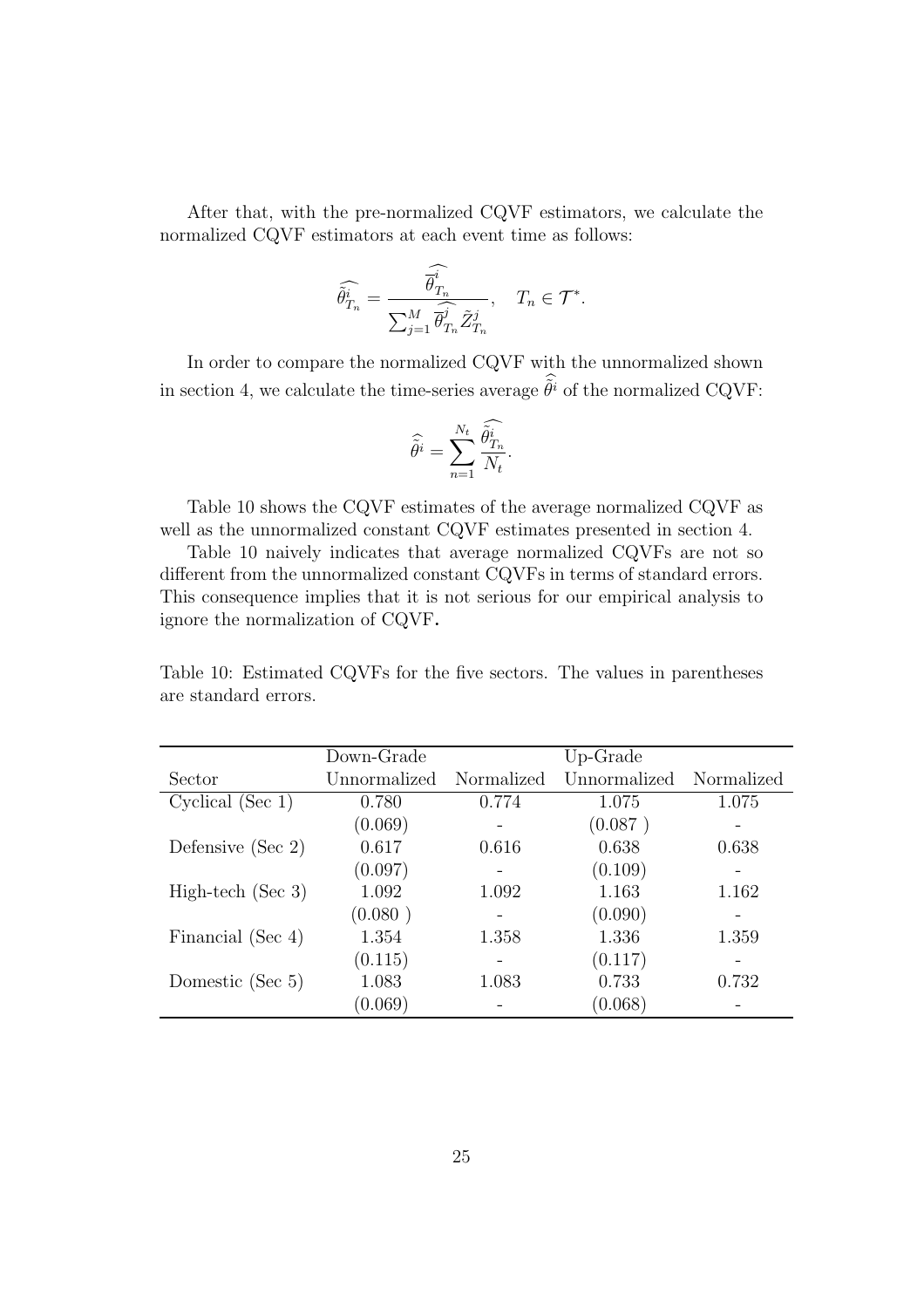After that, with the pre-normalized CQVF estimators, we calculate the normalized CQVF estimators at each event time as follows:

$$\widehat{\tilde{\theta}^i_{T_n}} = \frac{\widehat{\overline{\theta}^i_{T_n}}}{\sum_{j=1}^{M} \widehat{\overline{\theta}^j_{T_n}} \tilde{Z}^j_{T_n}}, \quad T_n \in \mathcal{T}^*.$$

In order to compare the normalized CQVF with the unnormalized shown in section 4, we calculate the time-series average $\widehat{\tilde{\theta}^i}$ of the normalized CQVF:

$$\widehat{\tilde{\theta}^i} = \sum_{n=1}^{N_t} \frac{\widehat{\tilde{\theta}^i_{T_n}}}{N_t}.$$

Table 10 shows the CQVF estimates of the average normalized CQVF as well as the unnormalized constant CQVF estimates presented in section 4.

Table 10 naively indicates that average normalized CQVFs are not so different from the unnormalized constant CQVFs in terms of standard errors. This consequence implies that it is not serious for our empirical analysis to ignore the normalization of CQVF.

Table 10: Estimated CQVFs for the five sectors. The values in parentheses are standard errors.

| | Down-Grade | | Up-Grade | |
|---|---|---|---|---|
| Sector | Unnormalized | Normalized | Unnormalized | Normalized |
| Cyclical (Sec 1) | 0.780 | 0.774 | 1.075 | 1.075 |
| | (0.069) | - | (0.087 ) | - |
| Defensive (Sec 2) | 0.617 | 0.616 | 0.638 | 0.638 |
| | (0.097) | - | (0.109) | - |
| High-tech (Sec 3) | 1.092 | 1.092 | 1.163 | 1.162 |
| | (0.080 ) | - | (0.090) | - |
| Financial (Sec 4) | 1.354 | 1.358 | 1.336 | 1.359 |
| | (0.115) | - | (0.117) | - |
| Domestic (Sec 5) | 1.083 | 1.083 | 0.733 | 0.732 |
| | (0.069) | - | (0.068) | - |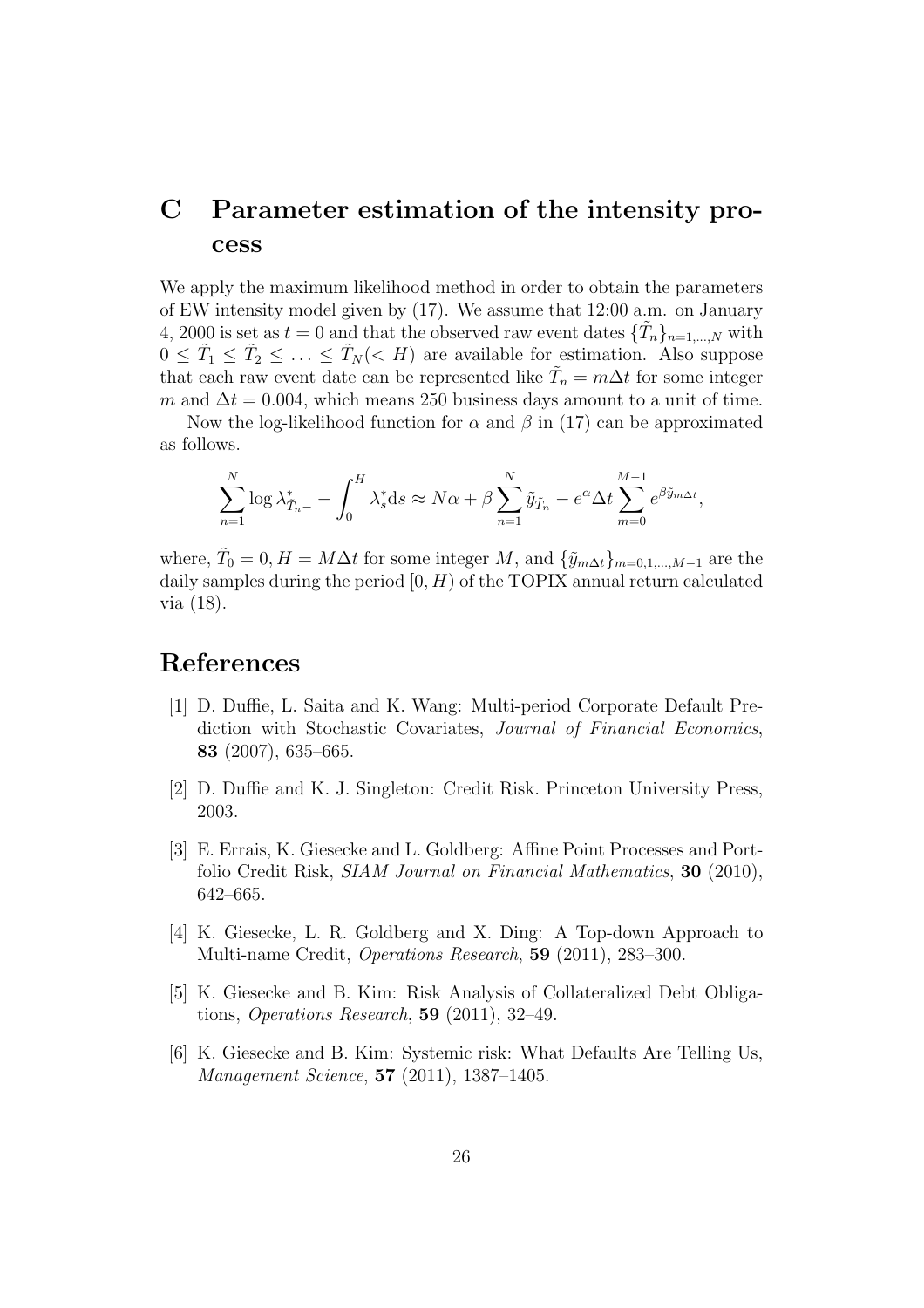# C Parameter estimation of the intensity process

We apply the maximum likelihood method in order to obtain the parameters of EW intensity model given by (17). We assume that 12:00 a.m. on January 4, 2000 is set as $t = 0$ and that the observed raw event dates $\{\tilde{T}_n\}_{n=1,\ldots,N}$ with $0 \leq \tilde{T}_1 \leq \tilde{T}_2 \leq \ldots \leq \tilde{T}_N (< H)$ are available for estimation. Also suppose that each raw event date can be represented like $\tilde{T}_n = m\Delta t$ for some integer $m$ and $\Delta t = 0.004$, which means 250 business days amount to a unit of time.

Now the log-likelihood function for $\alpha$ and $\beta$ in (17) can be approximated as follows.

$$\sum_{n=1}^{N} \log \lambda^*_{\tilde{T}_n -} - \int_0^H \lambda^*_s \mathrm{d}s \approx N\alpha + \beta \sum_{n=1}^{N} \tilde{y}_{\tilde{T}_n} - e^{\alpha} \Delta t \sum_{m=0}^{M-1} e^{\beta \tilde{y}_{m\Delta t}},$$

where, $\tilde{T}_0 = 0, H = M\Delta t$ for some integer $M$, and $\{\tilde{y}_{m\Delta t}\}_{m=0,1,\ldots,M-1}$ are the daily samples during the period $[0, H)$ of the TOPIX annual return calculated via (18).

# References

[1] D. Duffie, L. Saita and K. Wang: Multi-period Corporate Default Prediction with Stochastic Covariates, *Journal of Financial Economics*, **83** (2007), 635–665.

[2] D. Duffie and K. J. Singleton: Credit Risk. Princeton University Press, 2003.

[3] E. Errais, K. Giesecke and L. Goldberg: Affine Point Processes and Portfolio Credit Risk, *SIAM Journal on Financial Mathematics*, **30** (2010), 642–665.

[4] K. Giesecke, L. R. Goldberg and X. Ding: A Top-down Approach to Multi-name Credit, *Operations Research*, **59** (2011), 283–300.

[5] K. Giesecke and B. Kim: Risk Analysis of Collateralized Debt Obligations, *Operations Research*, **59** (2011), 32–49.

[6] K. Giesecke and B. Kim: Systemic risk: What Defaults Are Telling Us, *Management Science*, **57** (2011), 1387–1405.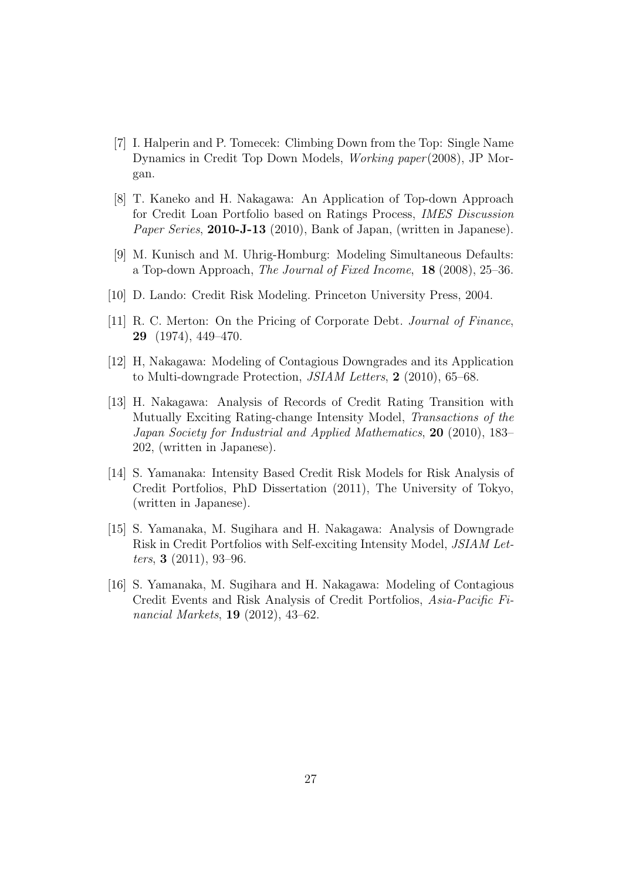[7] I. Halperin and P. Tomecek: Climbing Down from the Top: Single Name Dynamics in Credit Top Down Models, *Working paper*(2008), JP Morgan.

[8] T. Kaneko and H. Nakagawa: An Application of Top-down Approach for Credit Loan Portfolio based on Ratings Process, *IMES Discussion Paper Series*, **2010-J-13** (2010), Bank of Japan, (written in Japanese).

[9] M. Kunisch and M. Uhrig-Homburg: Modeling Simultaneous Defaults: a Top-down Approach, *The Journal of Fixed Income*, **18** (2008), 25–36.

[10] D. Lando: Credit Risk Modeling. Princeton University Press, 2004.

[11] R. C. Merton: On the Pricing of Corporate Debt. *Journal of Finance*, **29** (1974), 449–470.

[12] H, Nakagawa: Modeling of Contagious Downgrades and its Application to Multi-downgrade Protection, *JSIAM Letters*, **2** (2010), 65–68.

[13] H. Nakagawa: Analysis of Records of Credit Rating Transition with Mutually Exciting Rating-change Intensity Model, *Transactions of the Japan Society for Industrial and Applied Mathematics*, **20** (2010), 183–202, (written in Japanese).

[14] S. Yamanaka: Intensity Based Credit Risk Models for Risk Analysis of Credit Portfolios, PhD Dissertation (2011), The University of Tokyo, (written in Japanese).

[15] S. Yamanaka, M. Sugihara and H. Nakagawa: Analysis of Downgrade Risk in Credit Portfolios with Self-exciting Intensity Model, *JSIAM Letters*, **3** (2011), 93–96.

[16] S. Yamanaka, M. Sugihara and H. Nakagawa: Modeling of Contagious Credit Events and Risk Analysis of Credit Portfolios, *Asia-Pacific Financial Markets*, **19** (2012), 43–62.